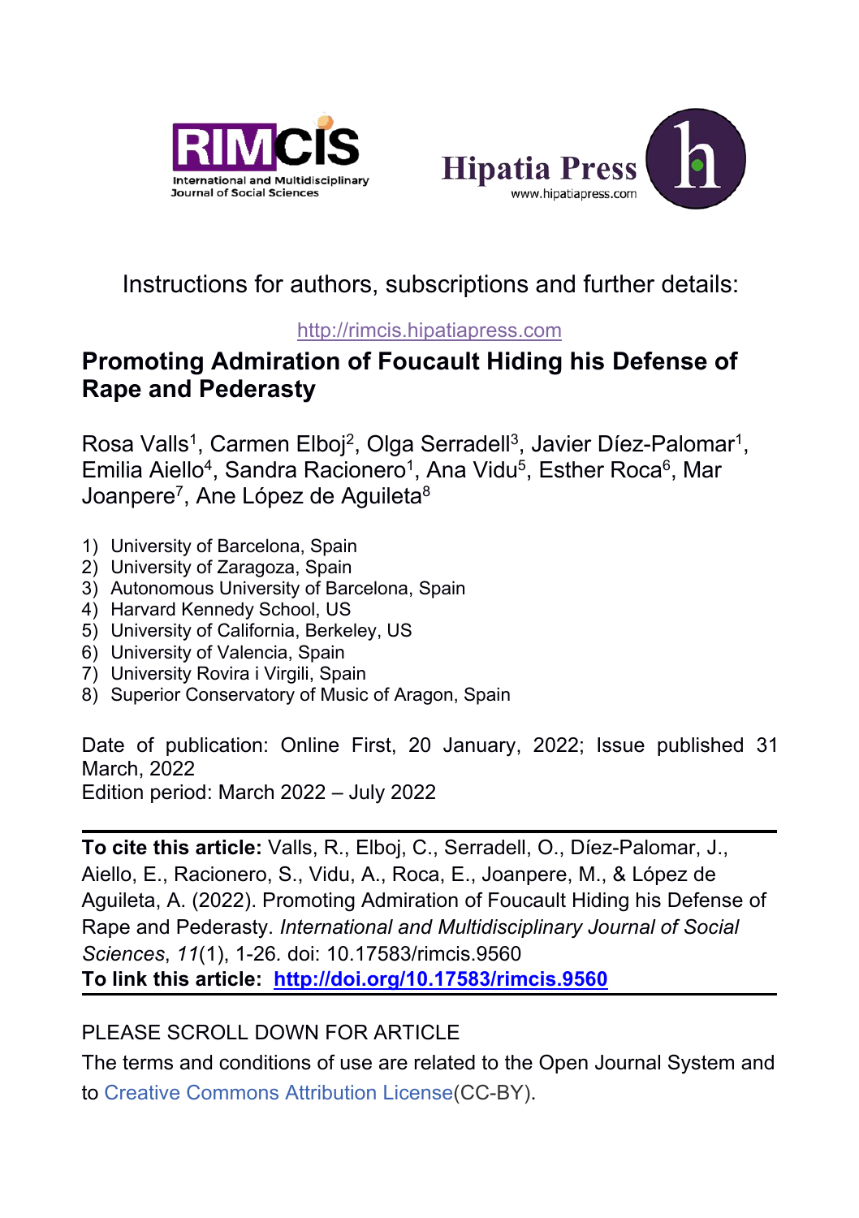Instructions for authors, subscriptions and further details:

http://rimcis.hipatiapress.com

# Promoting Admiration of Foucault Hiding his Defense of Rape and Pederasty

Rosa Valls[1], Carmen Elboj[2], Olga Serradell[3], Javier Díez-Palomar[1], Emilia Aiello[4], Sandra Racionero[1], Ana Vidu[5], Esther Roca[6], Mar Joanpere[7], Ane López de Aguileta[8]

1) University of Barcelona, Spain
2) University of Zaragoza, Spain
3) Autonomous University of Barcelona, Spain
4) Harvard Kennedy School, US
5) University of California, Berkeley, US
6) University of Valencia, Spain
7) University Rovira i Virgili, Spain
8) Superior Conservatory of Music of Aragon, Spain

Date of publication: Online First, 20 January, 2022; Issue published 31 March, 2022
Edition period: March 2022 – July 2022

---

**To cite this article:** Valls, R., Elboj, C., Serradell, O., Díez-Palomar, J., Aiello, E., Racionero, S., Vidu, A., Roca, E., Joanpere, M., & López de Aguileta, A. (2022). Promoting Admiration of Foucault Hiding his Defense of Rape and Pederasty. *International and Multidisciplinary Journal of Social Sciences*, *11*(1), 1-26. doi: 10.17583/rimcis.9560

**To link this article: http://doi.org/10.17583/rimcis.9560**

---

PLEASE SCROLL DOWN FOR ARTICLE

The terms and conditions of use are related to the Open Journal System and to Creative Commons Attribution License(CC-BY).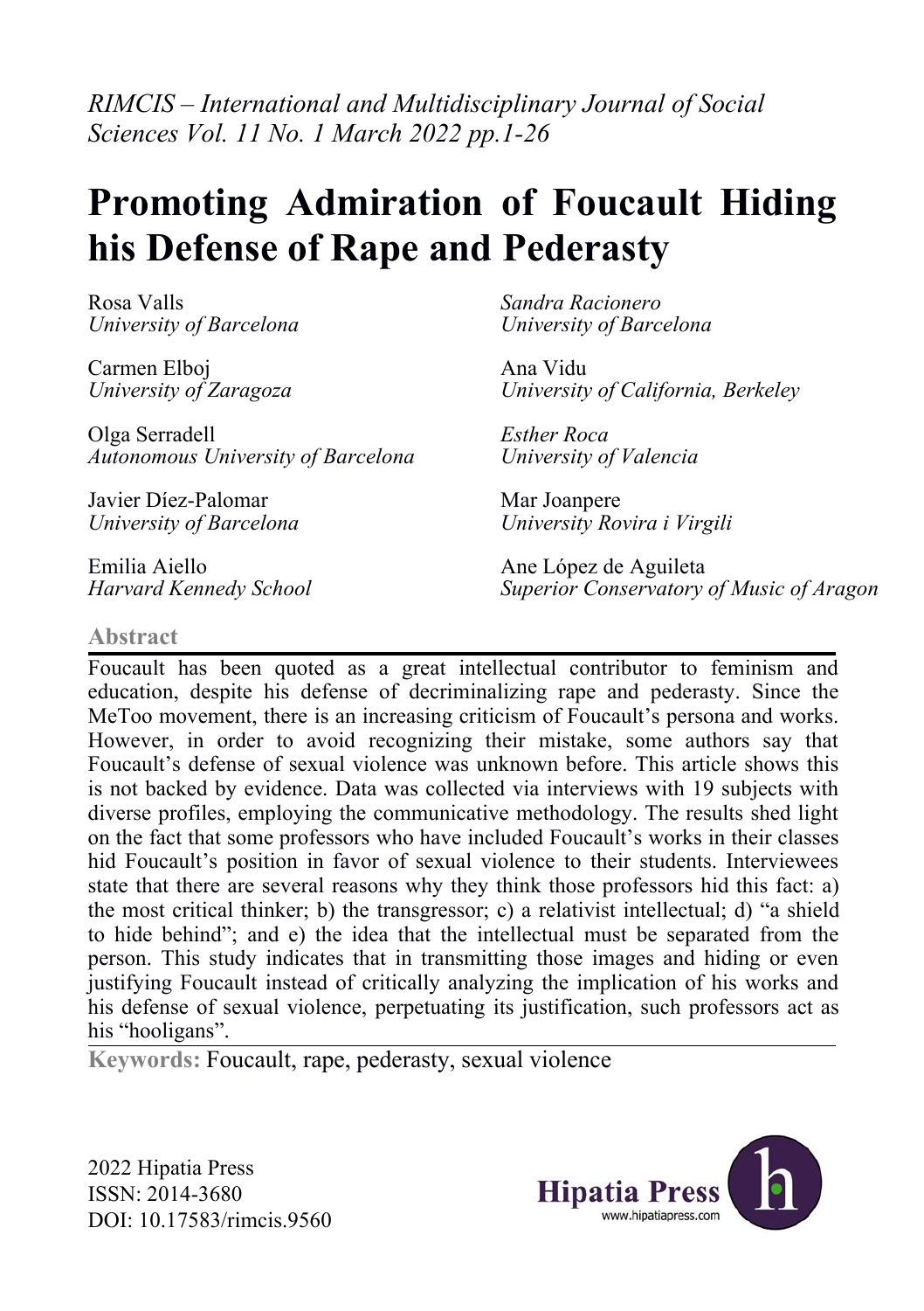*RIMCIS – International and Multidisciplinary Journal of Social Sciences Vol. 11 No. 1 March 2022 pp.1-26*

# Promoting Admiration of Foucault Hiding his Defense of Rape and Pederasty

Rosa Valls
*University of Barcelona*

*Sandra Racionero*
*University of Barcelona*

Carmen Elboj
*University of Zaragoza*

Ana Vidu
*University of California, Berkeley*

Olga Serradell
*Autonomous University of Barcelona*

*Esther Roca*
*University of Valencia*

Javier Díez-Palomar
*University of Barcelona*

Mar Joanpere
*University Rovira i Virgili*

Emilia Aiello
*Harvard Kennedy School*

Ane López de Aguileta
*Superior Conservatory of Music of Aragon*

## Abstract

Foucault has been quoted as a great intellectual contributor to feminism and education, despite his defense of decriminalizing rape and pederasty. Since the MeToo movement, there is an increasing criticism of Foucault's persona and works. However, in order to avoid recognizing their mistake, some authors say that Foucault's defense of sexual violence was unknown before. This article shows this is not backed by evidence. Data was collected via interviews with 19 subjects with diverse profiles, employing the communicative methodology. The results shed light on the fact that some professors who have included Foucault's works in their classes hid Foucault's position in favor of sexual violence to their students. Interviewees state that there are several reasons why they think those professors hid this fact: a) the most critical thinker; b) the transgressor; c) a relativist intellectual; d) "a shield to hide behind"; and e) the idea that the intellectual must be separated from the person. This study indicates that in transmitting those images and hiding or even justifying Foucault instead of critically analyzing the implication of his works and his defense of sexual violence, perpetuating its justification, such professors act as his "hooligans".

**Keywords:** Foucault, rape, pederasty, sexual violence

2022 Hipatia Press
ISSN: 2014-3680
DOI: 10.17583/rimcis.9560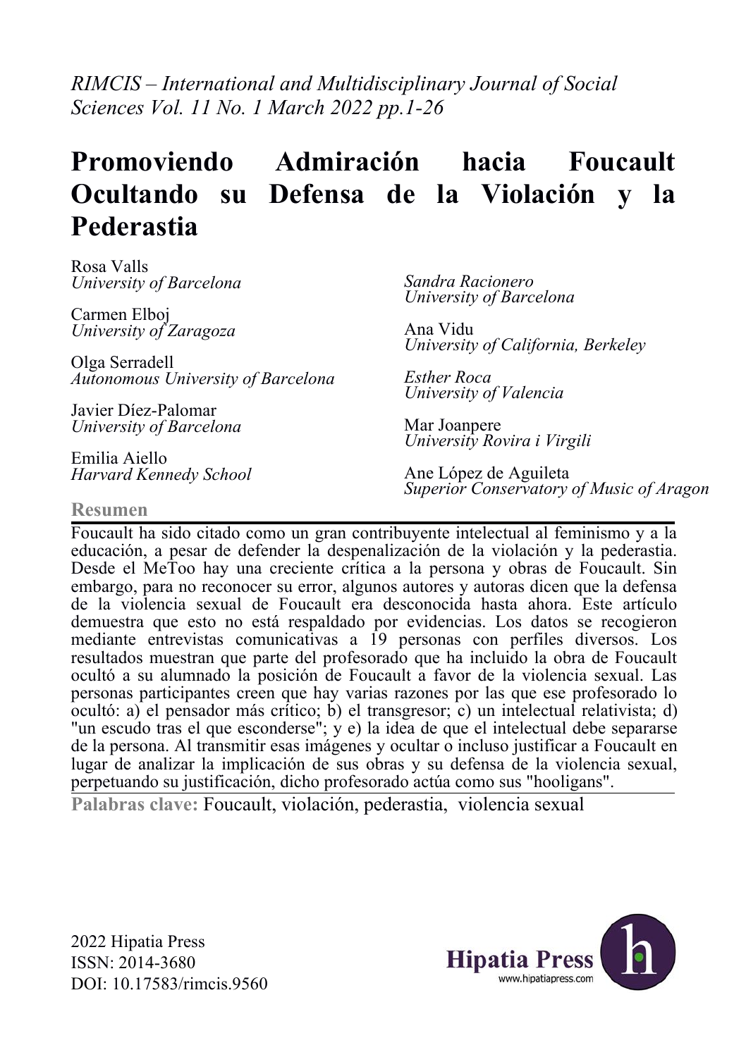*RIMCIS – International and Multidisciplinary Journal of Social Sciences Vol. 11 No. 1 March 2022 pp.1-26*

# Promoviendo Admiración hacia Foucault Ocultando su Defensa de la Violación y la Pederastia

Rosa Valls
*University of Barcelona*

Carmen Elboj
*University of Zaragoza*

Olga Serradell
*Autonomous University of Barcelona*

Javier Díez-Palomar
*University of Barcelona*

Emilia Aiello
*Harvard Kennedy School*

*Sandra Racionero*
*University of Barcelona*

Ana Vidu
*University of California, Berkeley*

*Esther Roca*
*University of Valencia*

Mar Joanpere
*University Rovira i Virgili*

Ane López de Aguileta
*Superior Conservatory of Music of Aragon*

## Resumen

Foucault ha sido citado como un gran contribuyente intelectual al feminismo y a la educación, a pesar de defender la despenalización de la violación y la pederastia. Desde el MeToo hay una creciente crítica a la persona y obras de Foucault. Sin embargo, para no reconocer su error, algunos autores y autoras dicen que la defensa de la violencia sexual de Foucault era desconocida hasta ahora. Este artículo demuestra que esto no está respaldado por evidencias. Los datos se recogieron mediante entrevistas comunicativas a 19 personas con perfiles diversos. Los resultados muestran que parte del profesorado que ha incluido la obra de Foucault ocultó a su alumnado la posición de Foucault a favor de la violencia sexual. Las personas participantes creen que hay varias razones por las que ese profesorado lo ocultó: a) el pensador más crítico; b) el transgresor; c) un intelectual relativista; d) "un escudo tras el que esconderse"; y e) la idea de que el intelectual debe separarse de la persona. Al transmitir esas imágenes y ocultar o incluso justificar a Foucault en lugar de analizar la implicación de sus obras y su defensa de la violencia sexual, perpetuando su justificación, dicho profesorado actúa como sus "hooligans".

**Palabras clave:** Foucault, violación, pederastia, violencia sexual

2022 Hipatia Press
ISSN: 2014-3680
DOI: 10.17583/rimcis.9560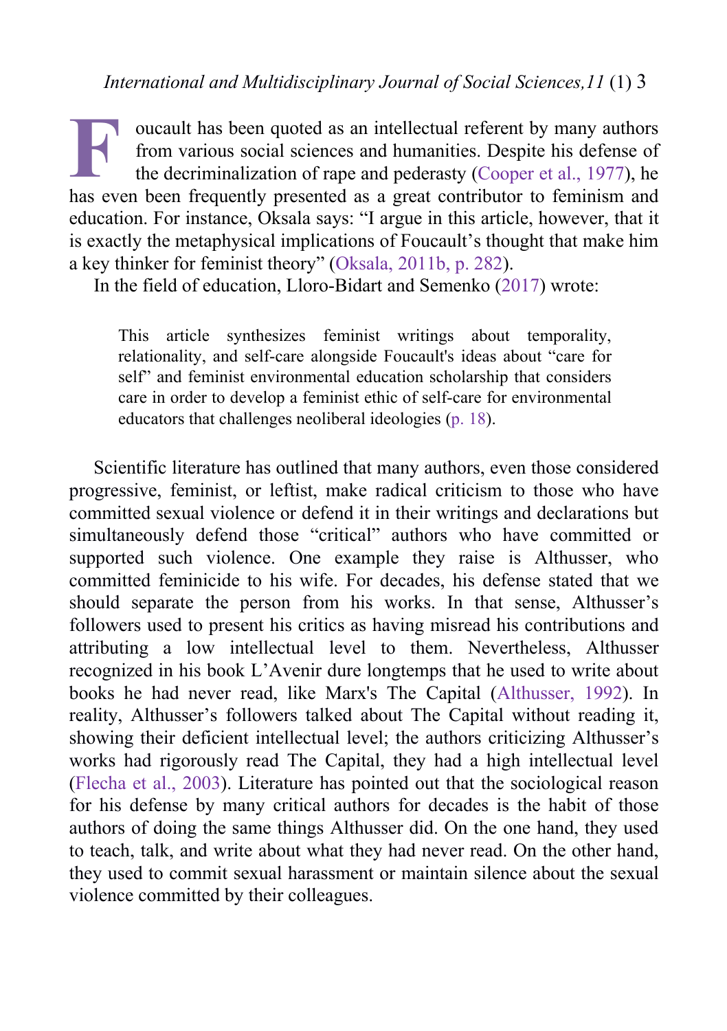Foucault has been quoted as an intellectual referent by many authors from various social sciences and humanities. Despite his defense of the decriminalization of rape and pederasty (Cooper et al., 1977), he has even been frequently presented as a great contributor to feminism and education. For instance, Oksala says: "I argue in this article, however, that it is exactly the metaphysical implications of Foucault's thought that make him a key thinker for feminist theory" (Oksala, 2011b, p. 282).

In the field of education, Lloro-Bidart and Semenko (2017) wrote:

> This article synthesizes feminist writings about temporality, relationality, and self-care alongside Foucault's ideas about "care for self" and feminist environmental education scholarship that considers care in order to develop a feminist ethic of self-care for environmental educators that challenges neoliberal ideologies (p. 18).

Scientific literature has outlined that many authors, even those considered progressive, feminist, or leftist, make radical criticism to those who have committed sexual violence or defend it in their writings and declarations but simultaneously defend those "critical" authors who have committed or supported such violence. One example they raise is Althusser, who committed feminicide to his wife. For decades, his defense stated that we should separate the person from his works. In that sense, Althusser's followers used to present his critics as having misread his contributions and attributing a low intellectual level to them. Nevertheless, Althusser recognized in his book L'Avenir dure longtemps that he used to write about books he had never read, like Marx's The Capital (Althusser, 1992). In reality, Althusser's followers talked about The Capital without reading it, showing their deficient intellectual level; the authors criticizing Althusser's works had rigorously read The Capital, they had a high intellectual level (Flecha et al., 2003). Literature has pointed out that the sociological reason for his defense by many critical authors for decades is the habit of those authors of doing the same things Althusser did. On the one hand, they used to teach, talk, and write about what they had never read. On the other hand, they used to commit sexual harassment or maintain silence about the sexual violence committed by their colleagues.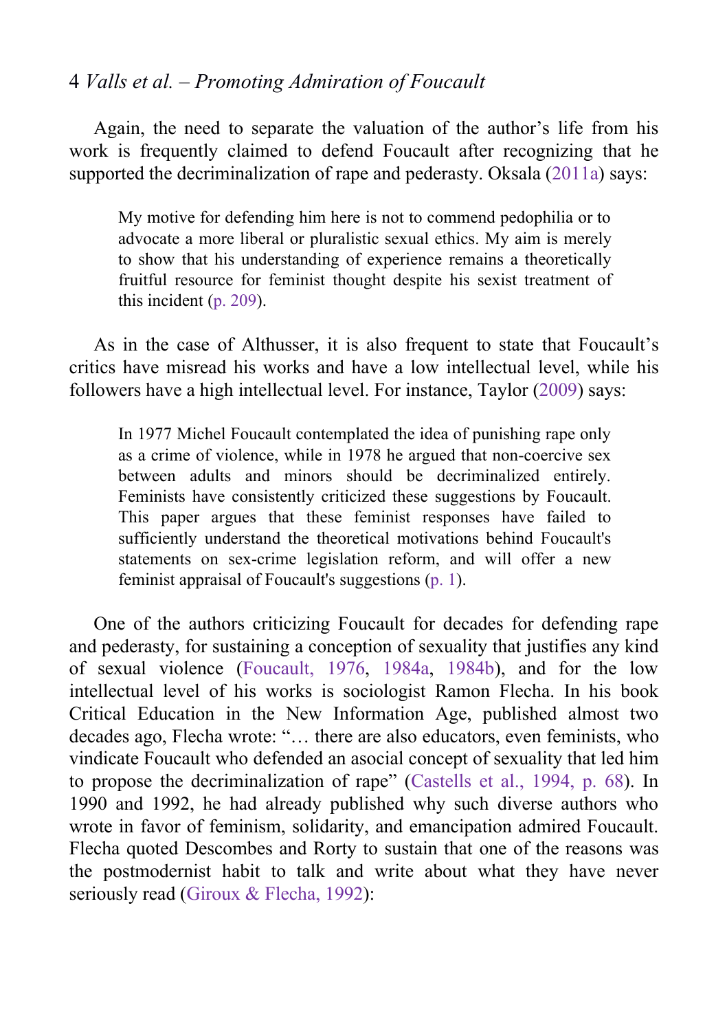Again, the need to separate the valuation of the author's life from his work is frequently claimed to defend Foucault after recognizing that he supported the decriminalization of rape and pederasty. Oksala (2011a) says:

> My motive for defending him here is not to commend pedophilia or to advocate a more liberal or pluralistic sexual ethics. My aim is merely to show that his understanding of experience remains a theoretically fruitful resource for feminist thought despite his sexist treatment of this incident (p. 209).

As in the case of Althusser, it is also frequent to state that Foucault's critics have misread his works and have a low intellectual level, while his followers have a high intellectual level. For instance, Taylor (2009) says:

> In 1977 Michel Foucault contemplated the idea of punishing rape only as a crime of violence, while in 1978 he argued that non-coercive sex between adults and minors should be decriminalized entirely. Feminists have consistently criticized these suggestions by Foucault. This paper argues that these feminist responses have failed to sufficiently understand the theoretical motivations behind Foucault's statements on sex-crime legislation reform, and will offer a new feminist appraisal of Foucault's suggestions (p. 1).

One of the authors criticizing Foucault for decades for defending rape and pederasty, for sustaining a conception of sexuality that justifies any kind of sexual violence (Foucault, 1976, 1984a, 1984b), and for the low intellectual level of his works is sociologist Ramon Flecha. In his book Critical Education in the New Information Age, published almost two decades ago, Flecha wrote: "… there are also educators, even feminists, who vindicate Foucault who defended an asocial concept of sexuality that led him to propose the decriminalization of rape" (Castells et al., 1994, p. 68). In 1990 and 1992, he had already published why such diverse authors who wrote in favor of feminism, solidarity, and emancipation admired Foucault. Flecha quoted Descombes and Rorty to sustain that one of the reasons was the postmodernist habit to talk and write about what they have never seriously read (Giroux & Flecha, 1992):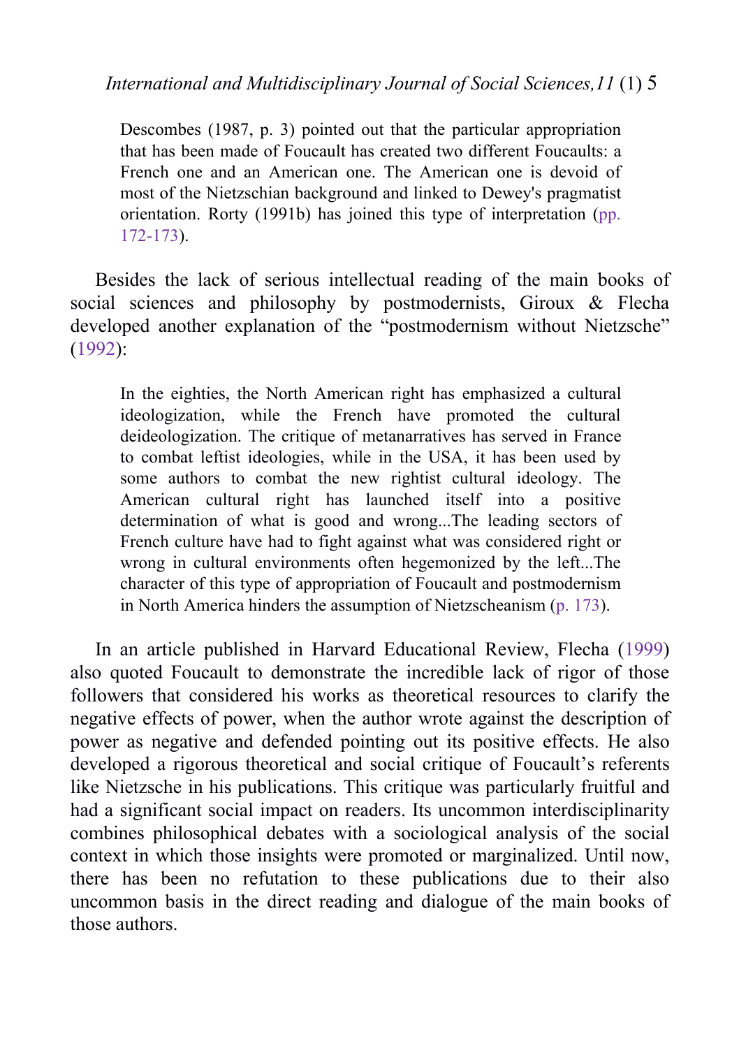> Descombes (1987, p. 3) pointed out that the particular appropriation that has been made of Foucault has created two different Foucaults: a French one and an American one. The American one is devoid of most of the Nietzschian background and linked to Dewey's pragmatist orientation. Rorty (1991b) has joined this type of interpretation (pp. 172-173).

Besides the lack of serious intellectual reading of the main books of social sciences and philosophy by postmodernists, Giroux & Flecha developed another explanation of the "postmodernism without Nietzsche" (1992):

> In the eighties, the North American right has emphasized a cultural ideologization, while the French have promoted the cultural deideologization. The critique of metanarratives has served in France to combat leftist ideologies, while in the USA, it has been used by some authors to combat the new rightist cultural ideology. The American cultural right has launched itself into a positive determination of what is good and wrong...The leading sectors of French culture have had to fight against what was considered right or wrong in cultural environments often hegemonized by the left...The character of this type of appropriation of Foucault and postmodernism in North America hinders the assumption of Nietzscheanism (p. 173).

In an article published in Harvard Educational Review, Flecha (1999) also quoted Foucault to demonstrate the incredible lack of rigor of those followers that considered his works as theoretical resources to clarify the negative effects of power, when the author wrote against the description of power as negative and defended pointing out its positive effects. He also developed a rigorous theoretical and social critique of Foucault's referents like Nietzsche in his publications. This critique was particularly fruitful and had a significant social impact on readers. Its uncommon interdisciplinarity combines philosophical debates with a sociological analysis of the social context in which those insights were promoted or marginalized. Until now, there has been no refutation to these publications due to their also uncommon basis in the direct reading and dialogue of the main books of those authors.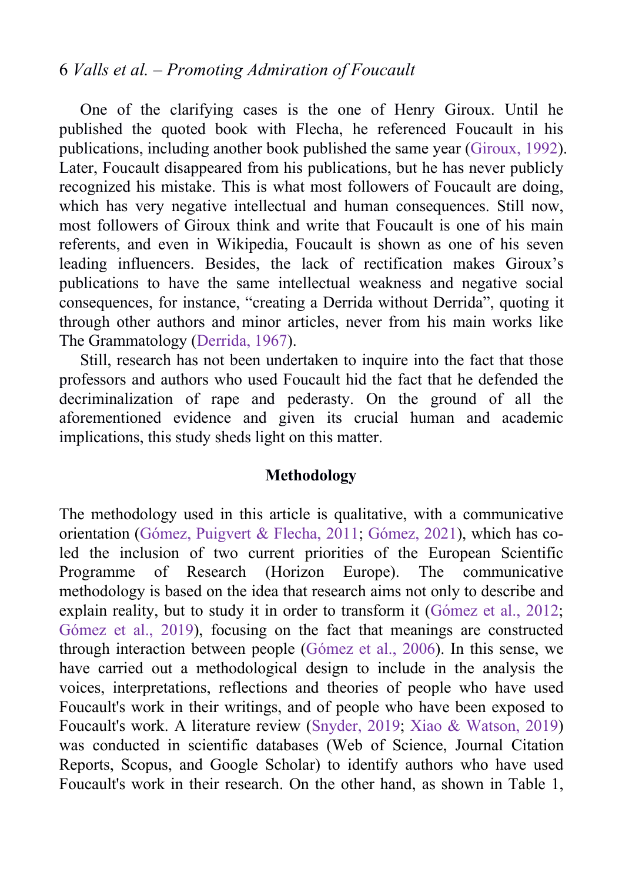One of the clarifying cases is the one of Henry Giroux. Until he published the quoted book with Flecha, he referenced Foucault in his publications, including another book published the same year (Giroux, 1992). Later, Foucault disappeared from his publications, but he has never publicly recognized his mistake. This is what most followers of Foucault are doing, which has very negative intellectual and human consequences. Still now, most followers of Giroux think and write that Foucault is one of his main referents, and even in Wikipedia, Foucault is shown as one of his seven leading influencers. Besides, the lack of rectification makes Giroux's publications to have the same intellectual weakness and negative social consequences, for instance, "creating a Derrida without Derrida", quoting it through other authors and minor articles, never from his main works like The Grammatology (Derrida, 1967).

Still, research has not been undertaken to inquire into the fact that those professors and authors who used Foucault hid the fact that he defended the decriminalization of rape and pederasty. On the ground of all the aforementioned evidence and given its crucial human and academic implications, this study sheds light on this matter.

## Methodology

The methodology used in this article is qualitative, with a communicative orientation (Gómez, Puigvert & Flecha, 2011; Gómez, 2021), which has co-led the inclusion of two current priorities of the European Scientific Programme of Research (Horizon Europe). The communicative methodology is based on the idea that research aims not only to describe and explain reality, but to study it in order to transform it (Gómez et al., 2012; Gómez et al., 2019), focusing on the fact that meanings are constructed through interaction between people (Gómez et al., 2006). In this sense, we have carried out a methodological design to include in the analysis the voices, interpretations, reflections and theories of people who have used Foucault's work in their writings, and of people who have been exposed to Foucault's work. A literature review (Snyder, 2019; Xiao & Watson, 2019) was conducted in scientific databases (Web of Science, Journal Citation Reports, Scopus, and Google Scholar) to identify authors who have used Foucault's work in their research. On the other hand, as shown in Table 1,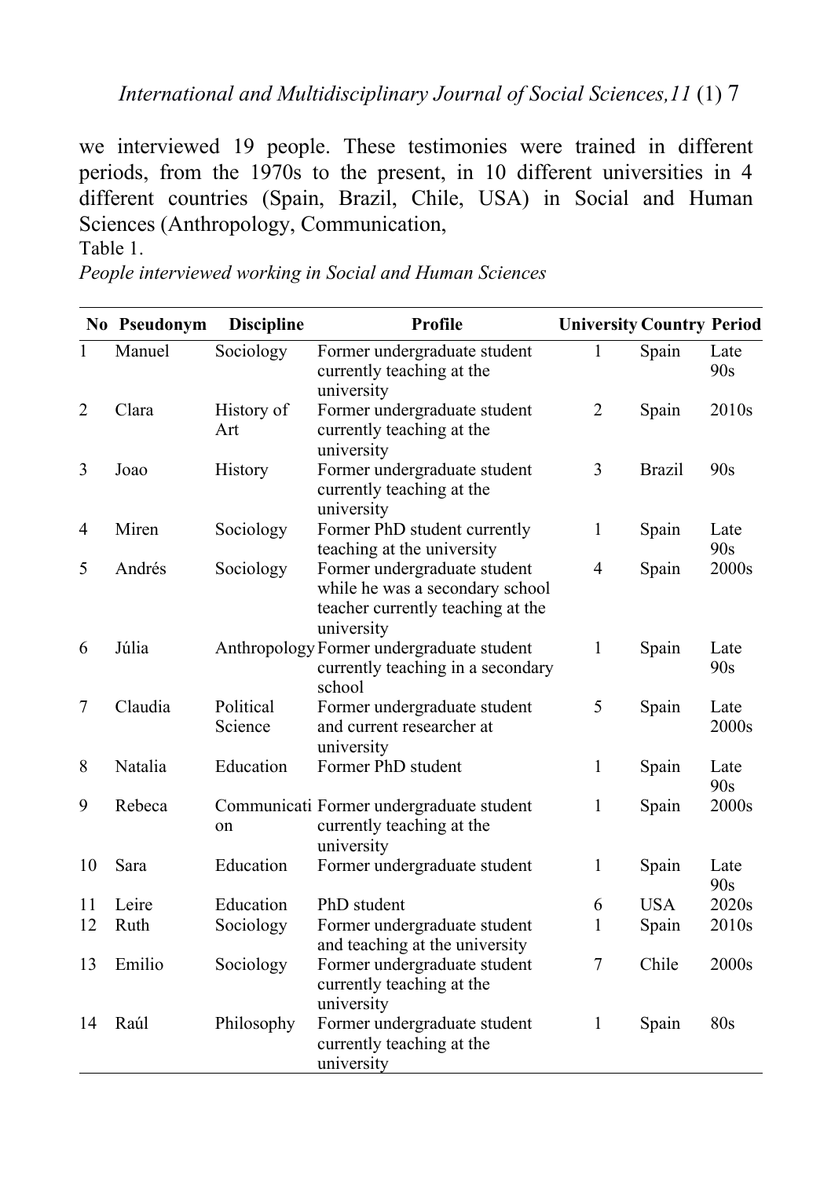we interviewed 19 people. These testimonies were trained in different periods, from the 1970s to the present, in 10 different universities in 4 different countries (Spain, Brazil, Chile, USA) in Social and Human Sciences (Anthropology, Communication,

Table 1.

*People interviewed working in Social and Human Sciences*

| No | Pseudonym | Discipline | Profile | University | Country | Period |
|---|---|---|---|---|---|---|
| 1 | Manuel | Sociology | Former undergraduate student currently teaching at the university | 1 | Spain | Late 90s |
| 2 | Clara | History of Art | Former undergraduate student currently teaching at the university | 2 | Spain | 2010s |
| 3 | Joao | History | Former undergraduate student currently teaching at the university | 3 | Brazil | 90s |
| 4 | Miren | Sociology | Former PhD student currently teaching at the university | 1 | Spain | Late 90s |
| 5 | Andrés | Sociology | Former undergraduate student while he was a secondary school teacher currently teaching at the university | 4 | Spain | 2000s |
| 6 | Júlia | Anthropology | Former undergraduate student currently teaching in a secondary school | 1 | Spain | Late 90s |
| 7 | Claudia | Political Science | Former undergraduate student and current researcher at university | 5 | Spain | Late 2000s |
| 8 | Natalia | Education | Former PhD student | 1 | Spain | Late 90s |
| 9 | Rebeca | Communication | Former undergraduate student currently teaching at the university | 1 | Spain | 2000s |
| 10 | Sara | Education | Former undergraduate student | 1 | Spain | Late 90s |
| 11 | Leire | Education | PhD student | 6 | USA | 2020s |
| 12 | Ruth | Sociology | Former undergraduate student and teaching at the university | 1 | Spain | 2010s |
| 13 | Emilio | Sociology | Former undergraduate student currently teaching at the university | 7 | Chile | 2000s |
| 14 | Raúl | Philosophy | Former undergraduate student currently teaching at the university | 1 | Spain | 80s |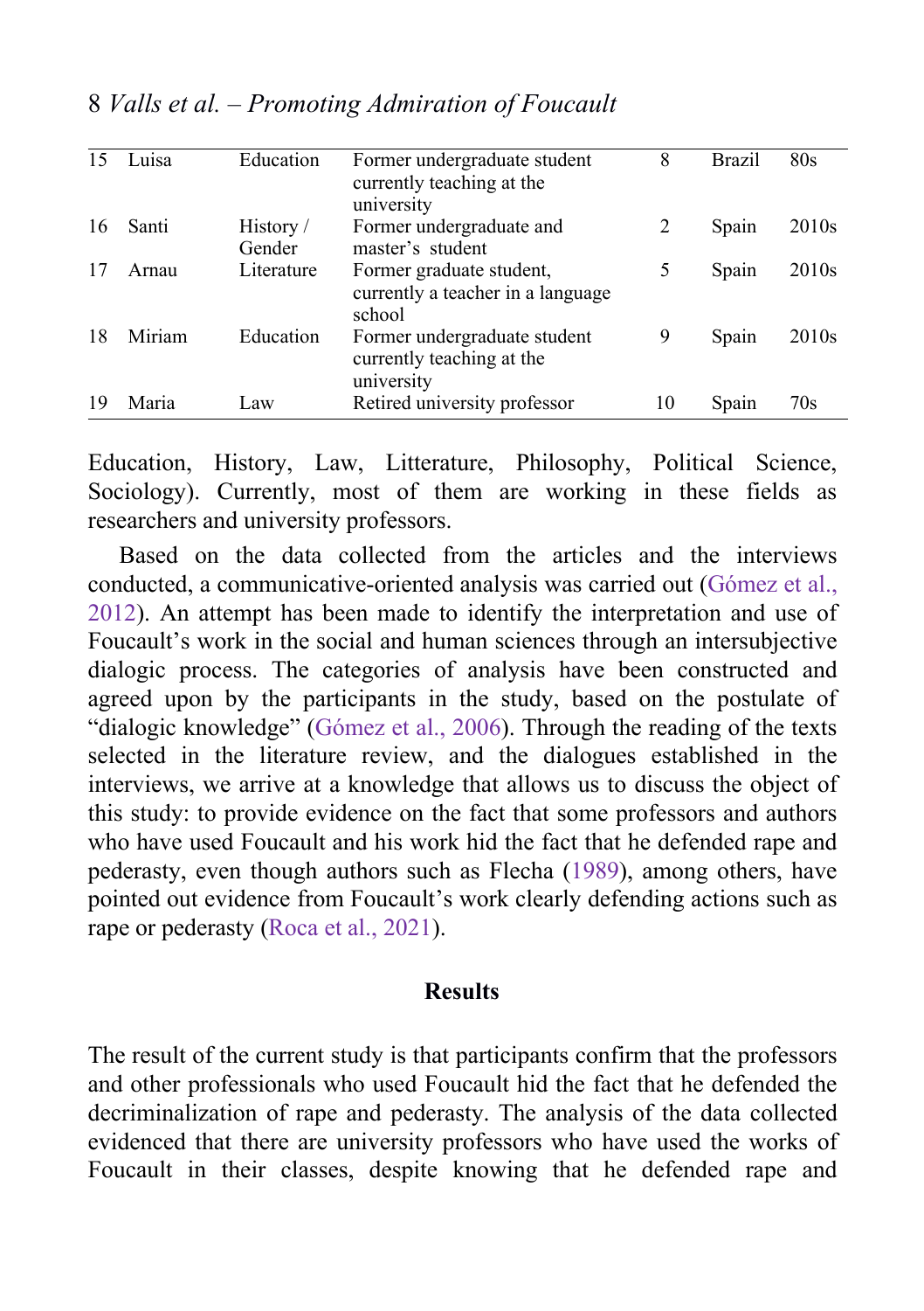| 15 | Luisa | Education | Former undergraduate student currently teaching at the university | 8 | Brazil | 80s |
|---|---|---|---|---|---|---|
| 16 | Santi | History / Gender | Former undergraduate and master's student | 2 | Spain | 2010s |
| 17 | Arnau | Literature | Former graduate student, currently a teacher in a language school | 5 | Spain | 2010s |
| 18 | Miriam | Education | Former undergraduate student currently teaching at the university | 9 | Spain | 2010s |
| 19 | Maria | Law | Retired university professor | 10 | Spain | 70s |

Education, History, Law, Litterature, Philosophy, Political Science, Sociology). Currently, most of them are working in these fields as researchers and university professors.

Based on the data collected from the articles and the interviews conducted, a communicative-oriented analysis was carried out (Gómez et al., 2012). An attempt has been made to identify the interpretation and use of Foucault's work in the social and human sciences through an intersubjective dialogic process. The categories of analysis have been constructed and agreed upon by the participants in the study, based on the postulate of "dialogic knowledge" (Gómez et al., 2006). Through the reading of the texts selected in the literature review, and the dialogues established in the interviews, we arrive at a knowledge that allows us to discuss the object of this study: to provide evidence on the fact that some professors and authors who have used Foucault and his work hid the fact that he defended rape and pederasty, even though authors such as Flecha (1989), among others, have pointed out evidence from Foucault's work clearly defending actions such as rape or pederasty (Roca et al., 2021).

## Results

The result of the current study is that participants confirm that the professors and other professionals who used Foucault hid the fact that he defended the decriminalization of rape and pederasty. The analysis of the data collected evidenced that there are university professors who have used the works of Foucault in their classes, despite knowing that he defended rape and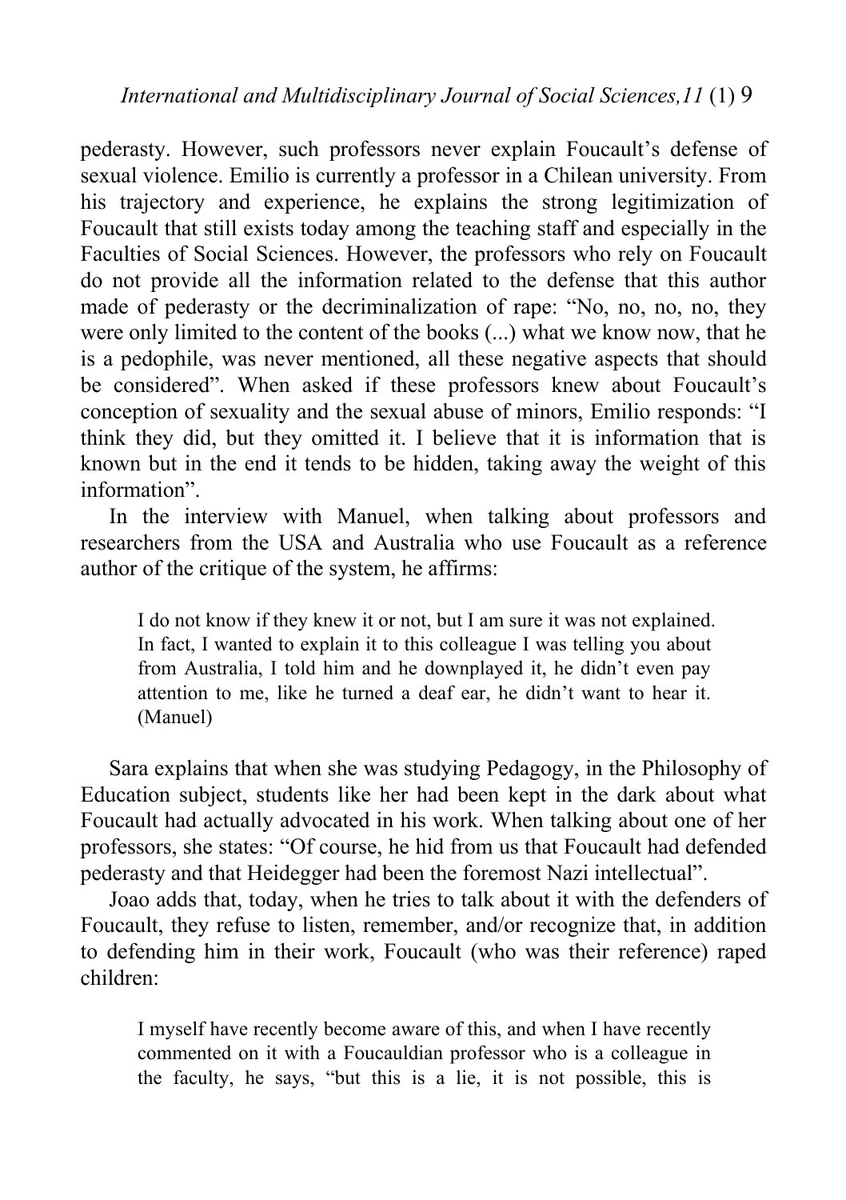pederasty. However, such professors never explain Foucault's defense of sexual violence. Emilio is currently a professor in a Chilean university. From his trajectory and experience, he explains the strong legitimization of Foucault that still exists today among the teaching staff and especially in the Faculties of Social Sciences. However, the professors who rely on Foucault do not provide all the information related to the defense that this author made of pederasty or the decriminalization of rape: "No, no, no, no, they were only limited to the content of the books (...) what we know now, that he is a pedophile, was never mentioned, all these negative aspects that should be considered". When asked if these professors knew about Foucault's conception of sexuality and the sexual abuse of minors, Emilio responds: "I think they did, but they omitted it. I believe that it is information that is known but in the end it tends to be hidden, taking away the weight of this information".

In the interview with Manuel, when talking about professors and researchers from the USA and Australia who use Foucault as a reference author of the critique of the system, he affirms:

> I do not know if they knew it or not, but I am sure it was not explained. In fact, I wanted to explain it to this colleague I was telling you about from Australia, I told him and he downplayed it, he didn't even pay attention to me, like he turned a deaf ear, he didn't want to hear it. (Manuel)

Sara explains that when she was studying Pedagogy, in the Philosophy of Education subject, students like her had been kept in the dark about what Foucault had actually advocated in his work. When talking about one of her professors, she states: "Of course, he hid from us that Foucault had defended pederasty and that Heidegger had been the foremost Nazi intellectual".

Joao adds that, today, when he tries to talk about it with the defenders of Foucault, they refuse to listen, remember, and/or recognize that, in addition to defending him in their work, Foucault (who was their reference) raped children:

> I myself have recently become aware of this, and when I have recently commented on it with a Foucauldian professor who is a colleague in the faculty, he says, "but this is a lie, it is not possible, this is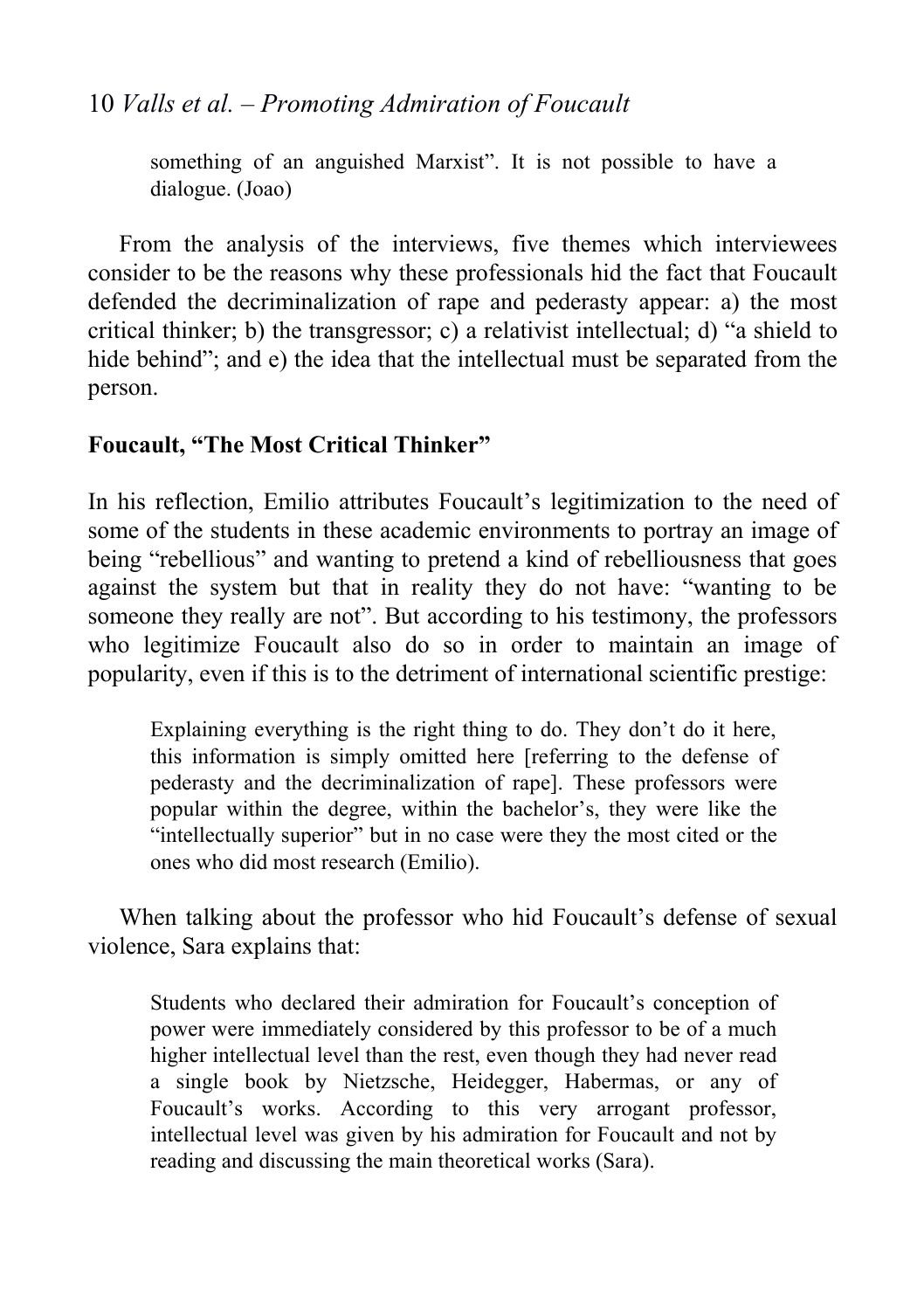> something of an anguished Marxist". It is not possible to have a dialogue. (Joao)

From the analysis of the interviews, five themes which interviewees consider to be the reasons why these professionals hid the fact that Foucault defended the decriminalization of rape and pederasty appear: a) the most critical thinker; b) the transgressor; c) a relativist intellectual; d) "a shield to hide behind"; and e) the idea that the intellectual must be separated from the person.

## Foucault, "The Most Critical Thinker"

In his reflection, Emilio attributes Foucault's legitimization to the need of some of the students in these academic environments to portray an image of being "rebellious" and wanting to pretend a kind of rebelliousness that goes against the system but that in reality they do not have: "wanting to be someone they really are not". But according to his testimony, the professors who legitimize Foucault also do so in order to maintain an image of popularity, even if this is to the detriment of international scientific prestige:

> Explaining everything is the right thing to do. They don't do it here, this information is simply omitted here [referring to the defense of pederasty and the decriminalization of rape]. These professors were popular within the degree, within the bachelor's, they were like the "intellectually superior" but in no case were they the most cited or the ones who did most research (Emilio).

When talking about the professor who hid Foucault's defense of sexual violence, Sara explains that:

> Students who declared their admiration for Foucault's conception of power were immediately considered by this professor to be of a much higher intellectual level than the rest, even though they had never read a single book by Nietzsche, Heidegger, Habermas, or any of Foucault's works. According to this very arrogant professor, intellectual level was given by his admiration for Foucault and not by reading and discussing the main theoretical works (Sara).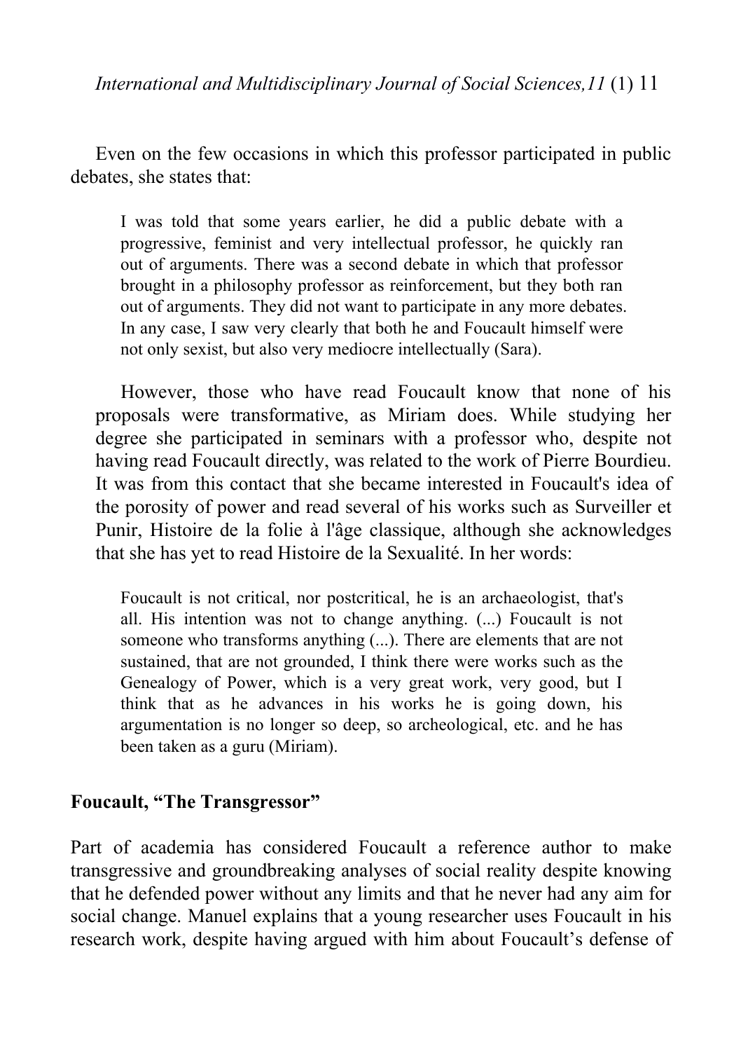Even on the few occasions in which this professor participated in public debates, she states that:

> I was told that some years earlier, he did a public debate with a progressive, feminist and very intellectual professor, he quickly ran out of arguments. There was a second debate in which that professor brought in a philosophy professor as reinforcement, but they both ran out of arguments. They did not want to participate in any more debates. In any case, I saw very clearly that both he and Foucault himself were not only sexist, but also very mediocre intellectually (Sara).

However, those who have read Foucault know that none of his proposals were transformative, as Miriam does. While studying her degree she participated in seminars with a professor who, despite not having read Foucault directly, was related to the work of Pierre Bourdieu. It was from this contact that she became interested in Foucault's idea of the porosity of power and read several of his works such as Surveiller et Punir, Histoire de la folie à l'âge classique, although she acknowledges that she has yet to read Histoire de la Sexualité. In her words:

> Foucault is not critical, nor postcritical, he is an archaeologist, that's all. His intention was not to change anything. (...) Foucault is not someone who transforms anything (...). There are elements that are not sustained, that are not grounded, I think there were works such as the Genealogy of Power, which is a very great work, very good, but I think that as he advances in his works he is going down, his argumentation is no longer so deep, so archeological, etc. and he has been taken as a guru (Miriam).

## Foucault, "The Transgressor"

Part of academia has considered Foucault a reference author to make transgressive and groundbreaking analyses of social reality despite knowing that he defended power without any limits and that he never had any aim for social change. Manuel explains that a young researcher uses Foucault in his research work, despite having argued with him about Foucault's defense of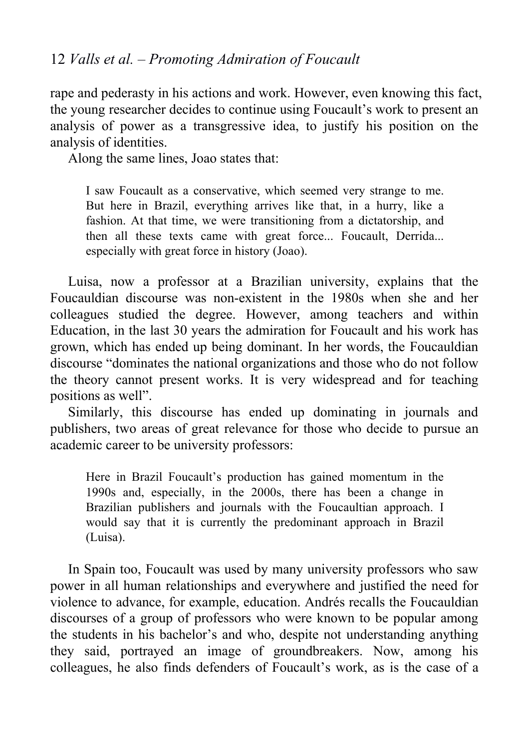rape and pederasty in his actions and work. However, even knowing this fact, the young researcher decides to continue using Foucault's work to present an analysis of power as a transgressive idea, to justify his position on the analysis of identities.

Along the same lines, Joao states that:

> I saw Foucault as a conservative, which seemed very strange to me. But here in Brazil, everything arrives like that, in a hurry, like a fashion. At that time, we were transitioning from a dictatorship, and then all these texts came with great force... Foucault, Derrida... especially with great force in history (Joao).

Luisa, now a professor at a Brazilian university, explains that the Foucauldian discourse was non-existent in the 1980s when she and her colleagues studied the degree. However, among teachers and within Education, in the last 30 years the admiration for Foucault and his work has grown, which has ended up being dominant. In her words, the Foucauldian discourse "dominates the national organizations and those who do not follow the theory cannot present works. It is very widespread and for teaching positions as well".

Similarly, this discourse has ended up dominating in journals and publishers, two areas of great relevance for those who decide to pursue an academic career to be university professors:

> Here in Brazil Foucault's production has gained momentum in the 1990s and, especially, in the 2000s, there has been a change in Brazilian publishers and journals with the Foucaultian approach. I would say that it is currently the predominant approach in Brazil (Luisa).

In Spain too, Foucault was used by many university professors who saw power in all human relationships and everywhere and justified the need for violence to advance, for example, education. Andrés recalls the Foucauldian discourses of a group of professors who were known to be popular among the students in his bachelor's and who, despite not understanding anything they said, portrayed an image of groundbreakers. Now, among his colleagues, he also finds defenders of Foucault's work, as is the case of a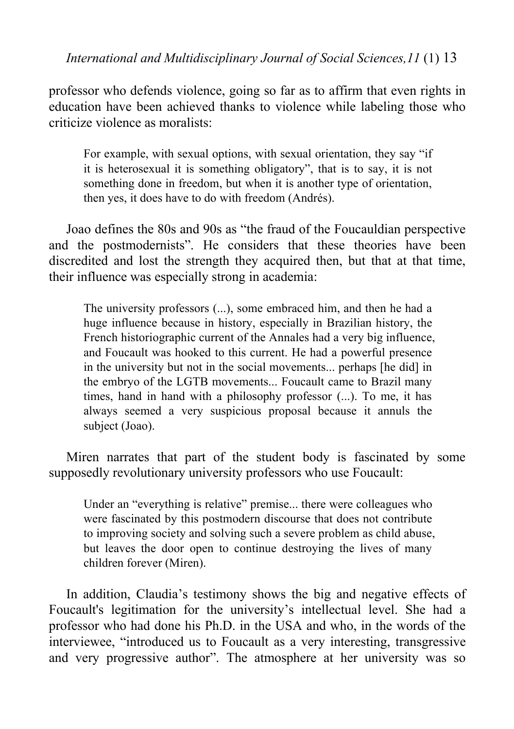professor who defends violence, going so far as to affirm that even rights in education have been achieved thanks to violence while labeling those who criticize violence as moralists:

> For example, with sexual options, with sexual orientation, they say "if it is heterosexual it is something obligatory", that is to say, it is not something done in freedom, but when it is another type of orientation, then yes, it does have to do with freedom (Andrés).

Joao defines the 80s and 90s as "the fraud of the Foucauldian perspective and the postmodernists". He considers that these theories have been discredited and lost the strength they acquired then, but that at that time, their influence was especially strong in academia:

> The university professors (...), some embraced him, and then he had a huge influence because in history, especially in Brazilian history, the French historiographic current of the Annales had a very big influence, and Foucault was hooked to this current. He had a powerful presence in the university but not in the social movements... perhaps [he did] in the embryo of the LGTB movements... Foucault came to Brazil many times, hand in hand with a philosophy professor (...). To me, it has always seemed a very suspicious proposal because it annuls the subject (Joao).

Miren narrates that part of the student body is fascinated by some supposedly revolutionary university professors who use Foucault:

> Under an "everything is relative" premise... there were colleagues who were fascinated by this postmodern discourse that does not contribute to improving society and solving such a severe problem as child abuse, but leaves the door open to continue destroying the lives of many children forever (Miren).

In addition, Claudia's testimony shows the big and negative effects of Foucault's legitimation for the university's intellectual level. She had a professor who had done his Ph.D. in the USA and who, in the words of the interviewee, "introduced us to Foucault as a very interesting, transgressive and very progressive author". The atmosphere at her university was so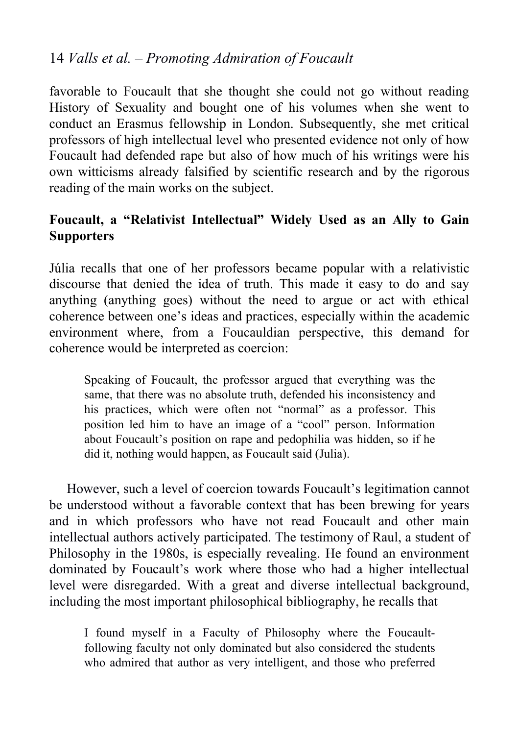favorable to Foucault that she thought she could not go without reading History of Sexuality and bought one of his volumes when she went to conduct an Erasmus fellowship in London. Subsequently, she met critical professors of high intellectual level who presented evidence not only of how Foucault had defended rape but also of how much of his writings were his own witticisms already falsified by scientific research and by the rigorous reading of the main works on the subject.

**Foucault, a "Relativist Intellectual" Widely Used as an Ally to Gain Supporters**

Júlia recalls that one of her professors became popular with a relativistic discourse that denied the idea of truth. This made it easy to do and say anything (anything goes) without the need to argue or act with ethical coherence between one's ideas and practices, especially within the academic environment where, from a Foucauldian perspective, this demand for coherence would be interpreted as coercion:

> Speaking of Foucault, the professor argued that everything was the same, that there was no absolute truth, defended his inconsistency and his practices, which were often not "normal" as a professor. This position led him to have an image of a "cool" person. Information about Foucault's position on rape and pedophilia was hidden, so if he did it, nothing would happen, as Foucault said (Julia).

However, such a level of coercion towards Foucault's legitimation cannot be understood without a favorable context that has been brewing for years and in which professors who have not read Foucault and other main intellectual authors actively participated. The testimony of Raul, a student of Philosophy in the 1980s, is especially revealing. He found an environment dominated by Foucault's work where those who had a higher intellectual level were disregarded. With a great and diverse intellectual background, including the most important philosophical bibliography, he recalls that

> I found myself in a Faculty of Philosophy where the Foucault-following faculty not only dominated but also considered the students who admired that author as very intelligent, and those who preferred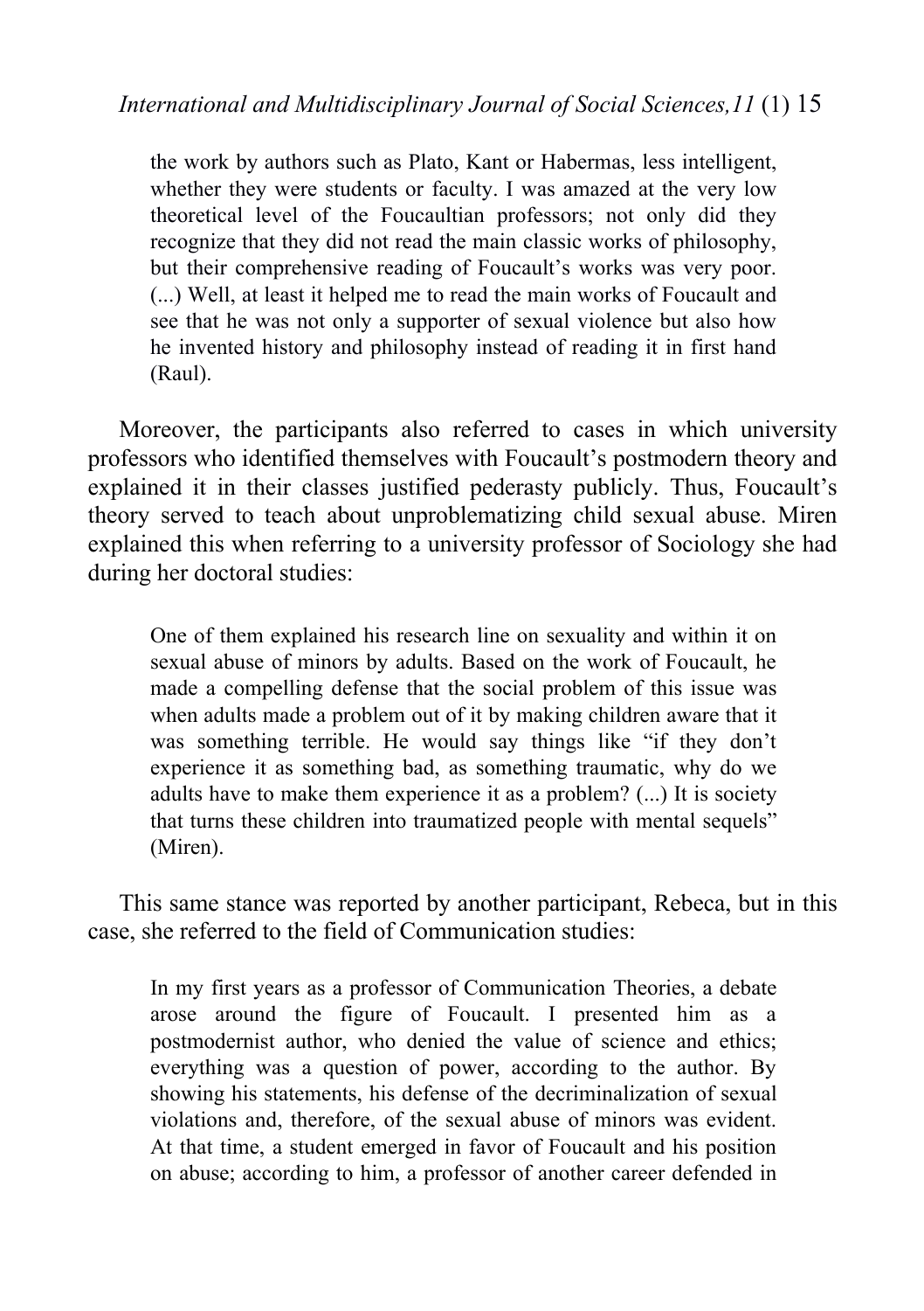> the work by authors such as Plato, Kant or Habermas, less intelligent, whether they were students or faculty. I was amazed at the very low theoretical level of the Foucaultian professors; not only did they recognize that they did not read the main classic works of philosophy, but their comprehensive reading of Foucault's works was very poor. (...) Well, at least it helped me to read the main works of Foucault and see that he was not only a supporter of sexual violence but also how he invented history and philosophy instead of reading it in first hand (Raul).

Moreover, the participants also referred to cases in which university professors who identified themselves with Foucault's postmodern theory and explained it in their classes justified pederasty publicly. Thus, Foucault's theory served to teach about unproblematizing child sexual abuse. Miren explained this when referring to a university professor of Sociology she had during her doctoral studies:

> One of them explained his research line on sexuality and within it on sexual abuse of minors by adults. Based on the work of Foucault, he made a compelling defense that the social problem of this issue was when adults made a problem out of it by making children aware that it was something terrible. He would say things like "if they don't experience it as something bad, as something traumatic, why do we adults have to make them experience it as a problem? (...) It is society that turns these children into traumatized people with mental sequels" (Miren).

This same stance was reported by another participant, Rebeca, but in this case, she referred to the field of Communication studies:

> In my first years as a professor of Communication Theories, a debate arose around the figure of Foucault. I presented him as a postmodernist author, who denied the value of science and ethics; everything was a question of power, according to the author. By showing his statements, his defense of the decriminalization of sexual violations and, therefore, of the sexual abuse of minors was evident. At that time, a student emerged in favor of Foucault and his position on abuse; according to him, a professor of another career defended in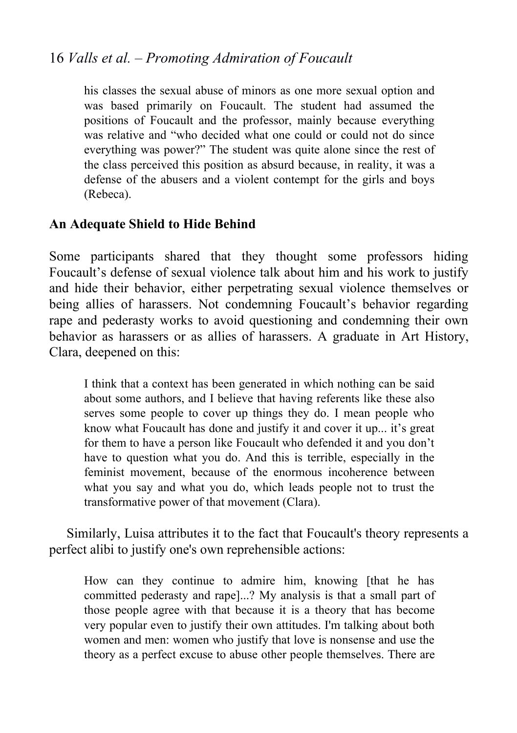> his classes the sexual abuse of minors as one more sexual option and was based primarily on Foucault. The student had assumed the positions of Foucault and the professor, mainly because everything was relative and "who decided what one could or could not do since everything was power?" The student was quite alone since the rest of the class perceived this position as absurd because, in reality, it was a defense of the abusers and a violent contempt for the girls and boys (Rebeca).

**An Adequate Shield to Hide Behind**

Some participants shared that they thought some professors hiding Foucault's defense of sexual violence talk about him and his work to justify and hide their behavior, either perpetrating sexual violence themselves or being allies of harassers. Not condemning Foucault's behavior regarding rape and pederasty works to avoid questioning and condemning their own behavior as harassers or as allies of harassers. A graduate in Art History, Clara, deepened on this:

> I think that a context has been generated in which nothing can be said about some authors, and I believe that having referents like these also serves some people to cover up things they do. I mean people who know what Foucault has done and justify it and cover it up... it's great for them to have a person like Foucault who defended it and you don't have to question what you do. And this is terrible, especially in the feminist movement, because of the enormous incoherence between what you say and what you do, which leads people not to trust the transformative power of that movement (Clara).

Similarly, Luisa attributes it to the fact that Foucault's theory represents a perfect alibi to justify one's own reprehensible actions:

> How can they continue to admire him, knowing [that he has committed pederasty and rape]...? My analysis is that a small part of those people agree with that because it is a theory that has become very popular even to justify their own attitudes. I'm talking about both women and men: women who justify that love is nonsense and use the theory as a perfect excuse to abuse other people themselves. There are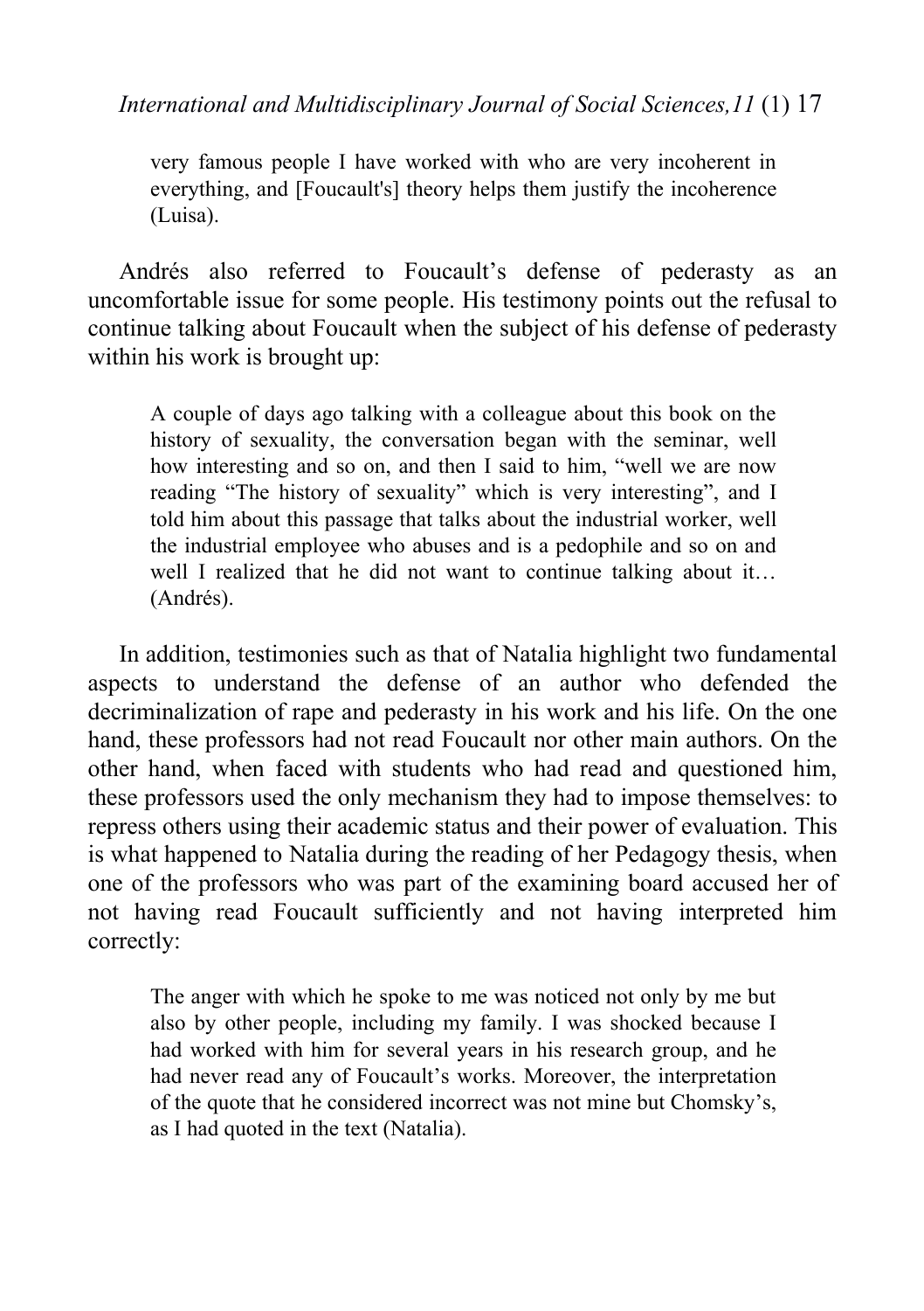> very famous people I have worked with who are very incoherent in everything, and [Foucault's] theory helps them justify the incoherence (Luisa).

Andrés also referred to Foucault's defense of pederasty as an uncomfortable issue for some people. His testimony points out the refusal to continue talking about Foucault when the subject of his defense of pederasty within his work is brought up:

> A couple of days ago talking with a colleague about this book on the history of sexuality, the conversation began with the seminar, well how interesting and so on, and then I said to him, "well we are now reading "The history of sexuality" which is very interesting", and I told him about this passage that talks about the industrial worker, well the industrial employee who abuses and is a pedophile and so on and well I realized that he did not want to continue talking about it… (Andrés).

In addition, testimonies such as that of Natalia highlight two fundamental aspects to understand the defense of an author who defended the decriminalization of rape and pederasty in his work and his life. On the one hand, these professors had not read Foucault nor other main authors. On the other hand, when faced with students who had read and questioned him, these professors used the only mechanism they had to impose themselves: to repress others using their academic status and their power of evaluation. This is what happened to Natalia during the reading of her Pedagogy thesis, when one of the professors who was part of the examining board accused her of not having read Foucault sufficiently and not having interpreted him correctly:

> The anger with which he spoke to me was noticed not only by me but also by other people, including my family. I was shocked because I had worked with him for several years in his research group, and he had never read any of Foucault's works. Moreover, the interpretation of the quote that he considered incorrect was not mine but Chomsky's, as I had quoted in the text (Natalia).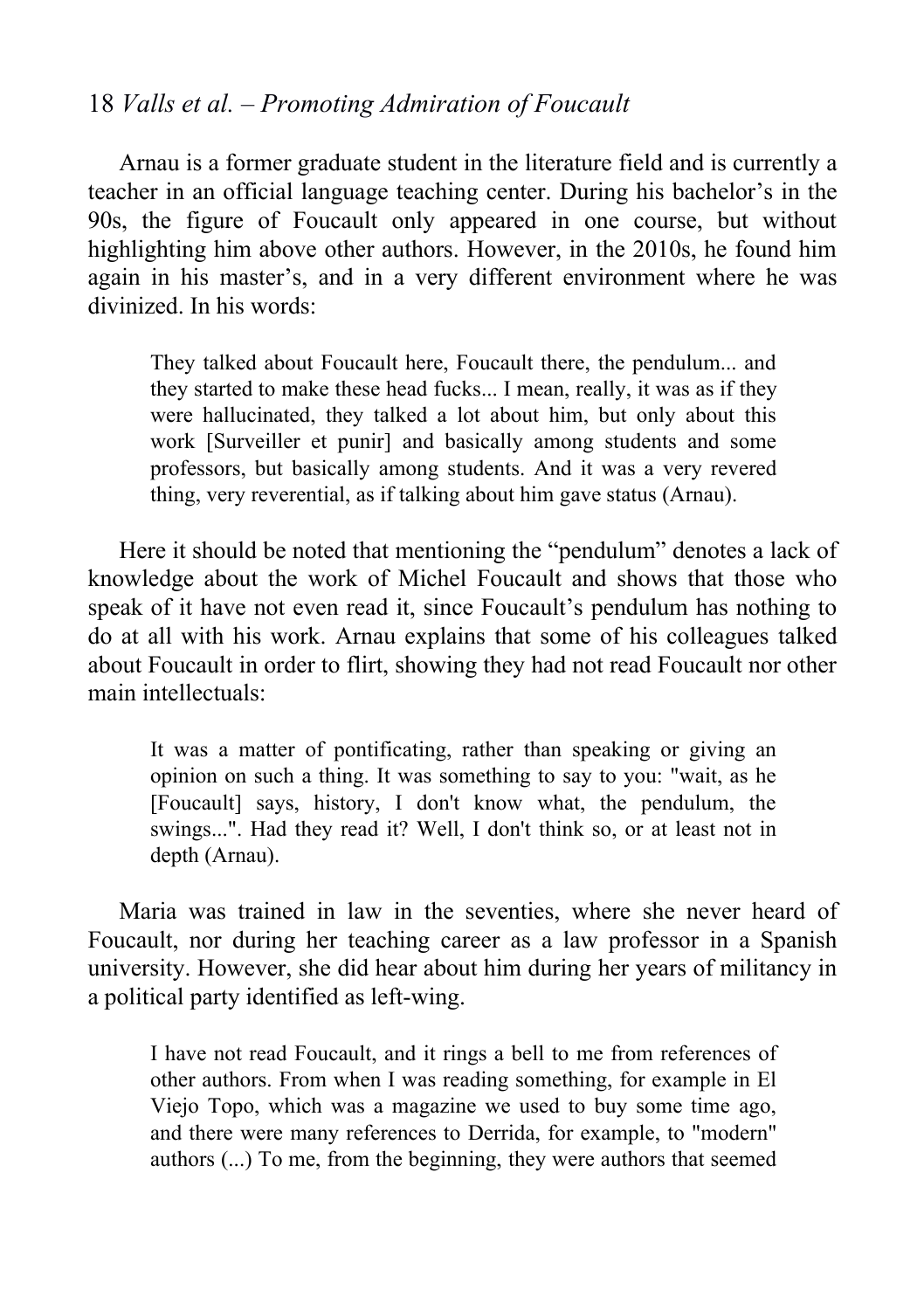Arnau is a former graduate student in the literature field and is currently a teacher in an official language teaching center. During his bachelor's in the 90s, the figure of Foucault only appeared in one course, but without highlighting him above other authors. However, in the 2010s, he found him again in his master's, and in a very different environment where he was divinized. In his words:

> They talked about Foucault here, Foucault there, the pendulum... and they started to make these head fucks... I mean, really, it was as if they were hallucinated, they talked a lot about him, but only about this work [Surveiller et punir] and basically among students and some professors, but basically among students. And it was a very revered thing, very reverential, as if talking about him gave status (Arnau).

Here it should be noted that mentioning the "pendulum" denotes a lack of knowledge about the work of Michel Foucault and shows that those who speak of it have not even read it, since Foucault's pendulum has nothing to do at all with his work. Arnau explains that some of his colleagues talked about Foucault in order to flirt, showing they had not read Foucault nor other main intellectuals:

> It was a matter of pontificating, rather than speaking or giving an opinion on such a thing. It was something to say to you: "wait, as he [Foucault] says, history, I don't know what, the pendulum, the swings...". Had they read it? Well, I don't think so, or at least not in depth (Arnau).

Maria was trained in law in the seventies, where she never heard of Foucault, nor during her teaching career as a law professor in a Spanish university. However, she did hear about him during her years of militancy in a political party identified as left-wing.

> I have not read Foucault, and it rings a bell to me from references of other authors. From when I was reading something, for example in El Viejo Topo, which was a magazine we used to buy some time ago, and there were many references to Derrida, for example, to "modern" authors (...) To me, from the beginning, they were authors that seemed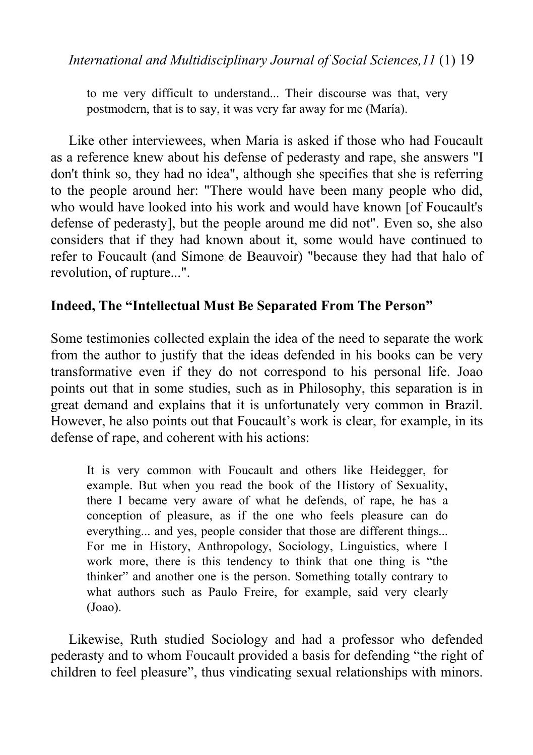> to me very difficult to understand... Their discourse was that, very postmodern, that is to say, it was very far away for me (María).

Like other interviewees, when Maria is asked if those who had Foucault as a reference knew about his defense of pederasty and rape, she answers "I don't think so, they had no idea", although she specifies that she is referring to the people around her: "There would have been many people who did, who would have looked into his work and would have known [of Foucault's defense of pederasty], but the people around me did not". Even so, she also considers that if they had known about it, some would have continued to refer to Foucault (and Simone de Beauvoir) "because they had that halo of revolution, of rupture...".

## Indeed, The "Intellectual Must Be Separated From The Person"

Some testimonies collected explain the idea of the need to separate the work from the author to justify that the ideas defended in his books can be very transformative even if they do not correspond to his personal life. Joao points out that in some studies, such as in Philosophy, this separation is in great demand and explains that it is unfortunately very common in Brazil. However, he also points out that Foucault's work is clear, for example, in its defense of rape, and coherent with his actions:

> It is very common with Foucault and others like Heidegger, for example. But when you read the book of the History of Sexuality, there I became very aware of what he defends, of rape, he has a conception of pleasure, as if the one who feels pleasure can do everything... and yes, people consider that those are different things... For me in History, Anthropology, Sociology, Linguistics, where I work more, there is this tendency to think that one thing is "the thinker" and another one is the person. Something totally contrary to what authors such as Paulo Freire, for example, said very clearly (Joao).

Likewise, Ruth studied Sociology and had a professor who defended pederasty and to whom Foucault provided a basis for defending "the right of children to feel pleasure", thus vindicating sexual relationships with minors.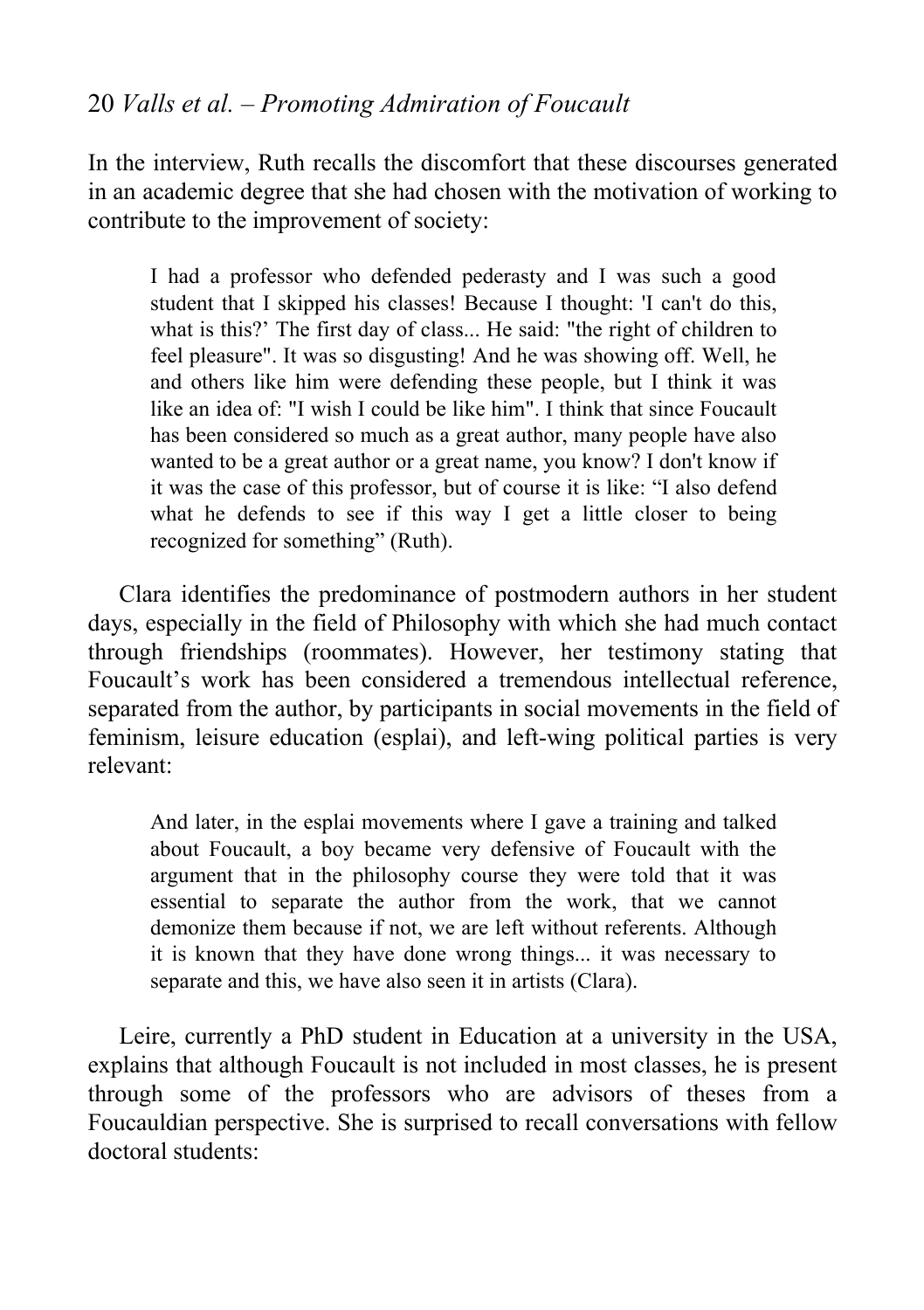In the interview, Ruth recalls the discomfort that these discourses generated in an academic degree that she had chosen with the motivation of working to contribute to the improvement of society:

> I had a professor who defended pederasty and I was such a good student that I skipped his classes! Because I thought: 'I can't do this, what is this?' The first day of class... He said: "the right of children to feel pleasure". It was so disgusting! And he was showing off. Well, he and others like him were defending these people, but I think it was like an idea of: "I wish I could be like him". I think that since Foucault has been considered so much as a great author, many people have also wanted to be a great author or a great name, you know? I don't know if it was the case of this professor, but of course it is like: "I also defend what he defends to see if this way I get a little closer to being recognized for something" (Ruth).

Clara identifies the predominance of postmodern authors in her student days, especially in the field of Philosophy with which she had much contact through friendships (roommates). However, her testimony stating that Foucault's work has been considered a tremendous intellectual reference, separated from the author, by participants in social movements in the field of feminism, leisure education (esplai), and left-wing political parties is very relevant:

> And later, in the esplai movements where I gave a training and talked about Foucault, a boy became very defensive of Foucault with the argument that in the philosophy course they were told that it was essential to separate the author from the work, that we cannot demonize them because if not, we are left without referents. Although it is known that they have done wrong things... it was necessary to separate and this, we have also seen it in artists (Clara).

Leire, currently a PhD student in Education at a university in the USA, explains that although Foucault is not included in most classes, he is present through some of the professors who are advisors of theses from a Foucauldian perspective. She is surprised to recall conversations with fellow doctoral students: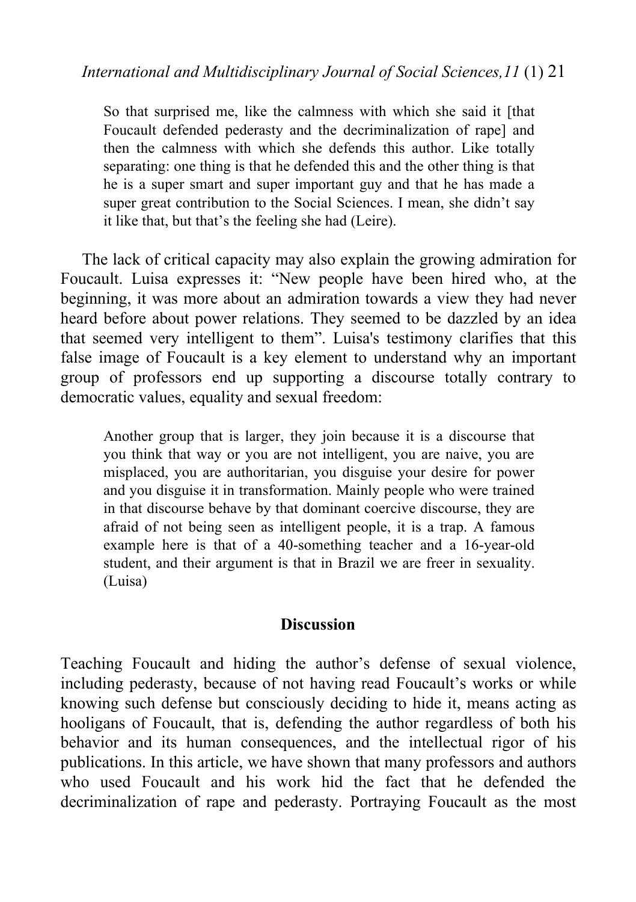> So that surprised me, like the calmness with which she said it [that Foucault defended pederasty and the decriminalization of rape] and then the calmness with which she defends this author. Like totally separating: one thing is that he defended this and the other thing is that he is a super smart and super important guy and that he has made a super great contribution to the Social Sciences. I mean, she didn't say it like that, but that's the feeling she had (Leire).

The lack of critical capacity may also explain the growing admiration for Foucault. Luisa expresses it: "New people have been hired who, at the beginning, it was more about an admiration towards a view they had never heard before about power relations. They seemed to be dazzled by an idea that seemed very intelligent to them". Luisa's testimony clarifies that this false image of Foucault is a key element to understand why an important group of professors end up supporting a discourse totally contrary to democratic values, equality and sexual freedom:

> Another group that is larger, they join because it is a discourse that you think that way or you are not intelligent, you are naive, you are misplaced, you are authoritarian, you disguise your desire for power and you disguise it in transformation. Mainly people who were trained in that discourse behave by that dominant coercive discourse, they are afraid of not being seen as intelligent people, it is a trap. A famous example here is that of a 40-something teacher and a 16-year-old student, and their argument is that in Brazil we are freer in sexuality. (Luisa)

## Discussion

Teaching Foucault and hiding the author's defense of sexual violence, including pederasty, because of not having read Foucault's works or while knowing such defense but consciously deciding to hide it, means acting as hooligans of Foucault, that is, defending the author regardless of both his behavior and its human consequences, and the intellectual rigor of his publications. In this article, we have shown that many professors and authors who used Foucault and his work hid the fact that he defended the decriminalization of rape and pederasty. Portraying Foucault as the most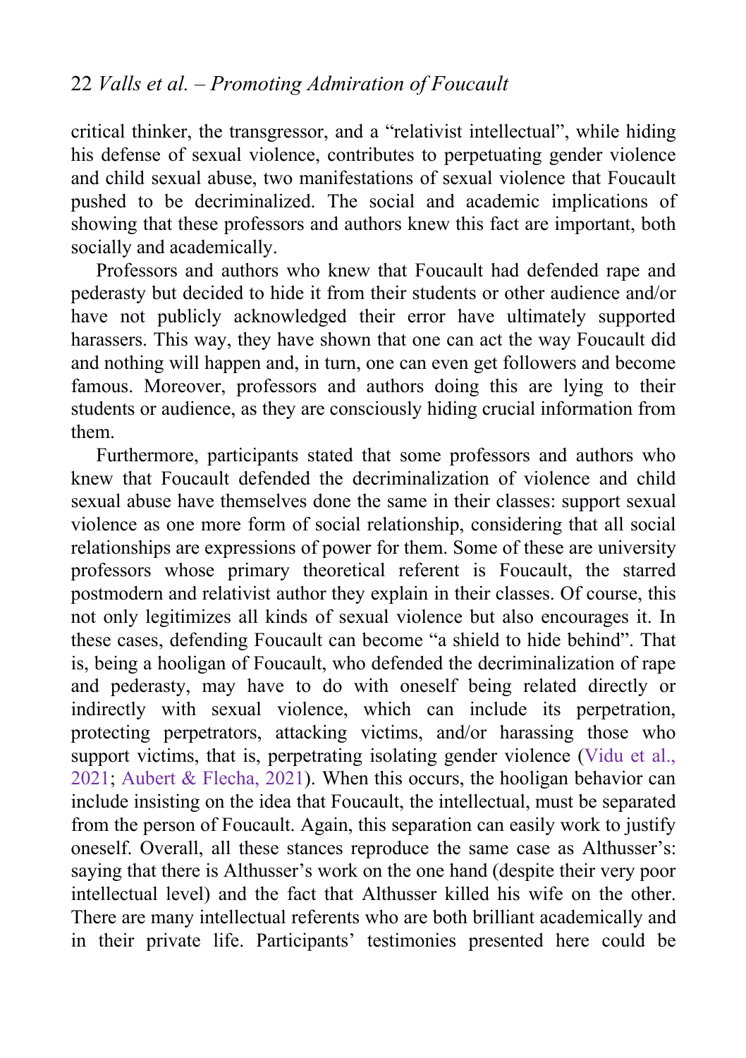critical thinker, the transgressor, and a "relativist intellectual", while hiding his defense of sexual violence, contributes to perpetuating gender violence and child sexual abuse, two manifestations of sexual violence that Foucault pushed to be decriminalized. The social and academic implications of showing that these professors and authors knew this fact are important, both socially and academically.

Professors and authors who knew that Foucault had defended rape and pederasty but decided to hide it from their students or other audience and/or have not publicly acknowledged their error have ultimately supported harassers. This way, they have shown that one can act the way Foucault did and nothing will happen and, in turn, one can even get followers and become famous. Moreover, professors and authors doing this are lying to their students or audience, as they are consciously hiding crucial information from them.

Furthermore, participants stated that some professors and authors who knew that Foucault defended the decriminalization of violence and child sexual abuse have themselves done the same in their classes: support sexual violence as one more form of social relationship, considering that all social relationships are expressions of power for them. Some of these are university professors whose primary theoretical referent is Foucault, the starred postmodern and relativist author they explain in their classes. Of course, this not only legitimizes all kinds of sexual violence but also encourages it. In these cases, defending Foucault can become "a shield to hide behind". That is, being a hooligan of Foucault, who defended the decriminalization of rape and pederasty, may have to do with oneself being related directly or indirectly with sexual violence, which can include its perpetration, protecting perpetrators, attacking victims, and/or harassing those who support victims, that is, perpetrating isolating gender violence (Vidu et al., 2021; Aubert & Flecha, 2021). When this occurs, the hooligan behavior can include insisting on the idea that Foucault, the intellectual, must be separated from the person of Foucault. Again, this separation can easily work to justify oneself. Overall, all these stances reproduce the same case as Althusser's: saying that there is Althusser's work on the one hand (despite their very poor intellectual level) and the fact that Althusser killed his wife on the other. There are many intellectual referents who are both brilliant academically and in their private life. Participants' testimonies presented here could be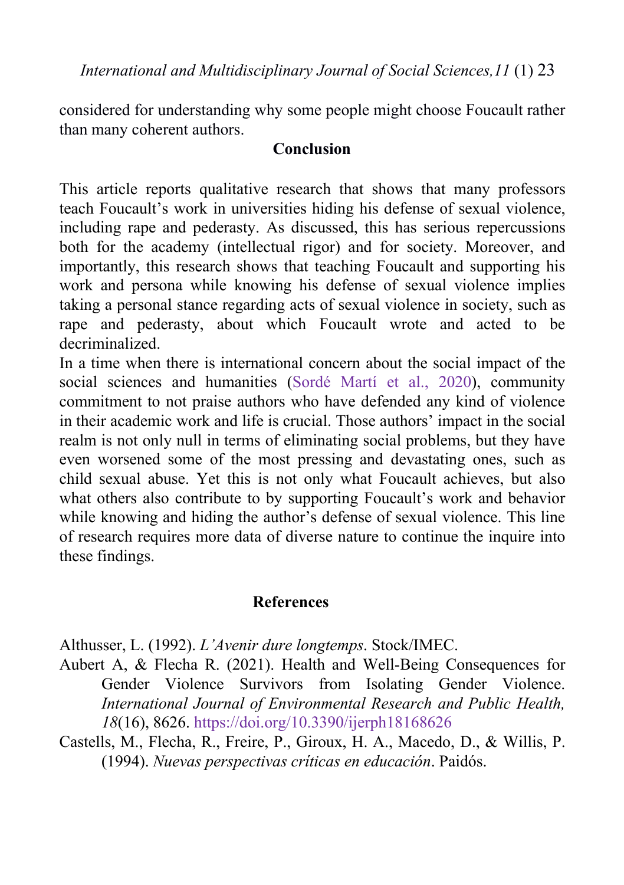considered for understanding why some people might choose Foucault rather than many coherent authors.

## Conclusion

This article reports qualitative research that shows that many professors teach Foucault's work in universities hiding his defense of sexual violence, including rape and pederasty. As discussed, this has serious repercussions both for the academy (intellectual rigor) and for society. Moreover, and importantly, this research shows that teaching Foucault and supporting his work and persona while knowing his defense of sexual violence implies taking a personal stance regarding acts of sexual violence in society, such as rape and pederasty, about which Foucault wrote and acted to be decriminalized.

In a time when there is international concern about the social impact of the social sciences and humanities (Sordé Martí et al., 2020), community commitment to not praise authors who have defended any kind of violence in their academic work and life is crucial. Those authors' impact in the social realm is not only null in terms of eliminating social problems, but they have even worsened some of the most pressing and devastating ones, such as child sexual abuse. Yet this is not only what Foucault achieves, but also what others also contribute to by supporting Foucault's work and behavior while knowing and hiding the author's defense of sexual violence. This line of research requires more data of diverse nature to continue the inquire into these findings.

## References

Althusser, L. (1992). *L'Avenir dure longtemps*. Stock/IMEC.

Aubert A, & Flecha R. (2021). Health and Well-Being Consequences for Gender Violence Survivors from Isolating Gender Violence. *International Journal of Environmental Research and Public Health, 18*(16), 8626. https://doi.org/10.3390/ijerph18168626

Castells, M., Flecha, R., Freire, P., Giroux, H. A., Macedo, D., & Willis, P. (1994). *Nuevas perspectivas críticas en educación*. Paidós.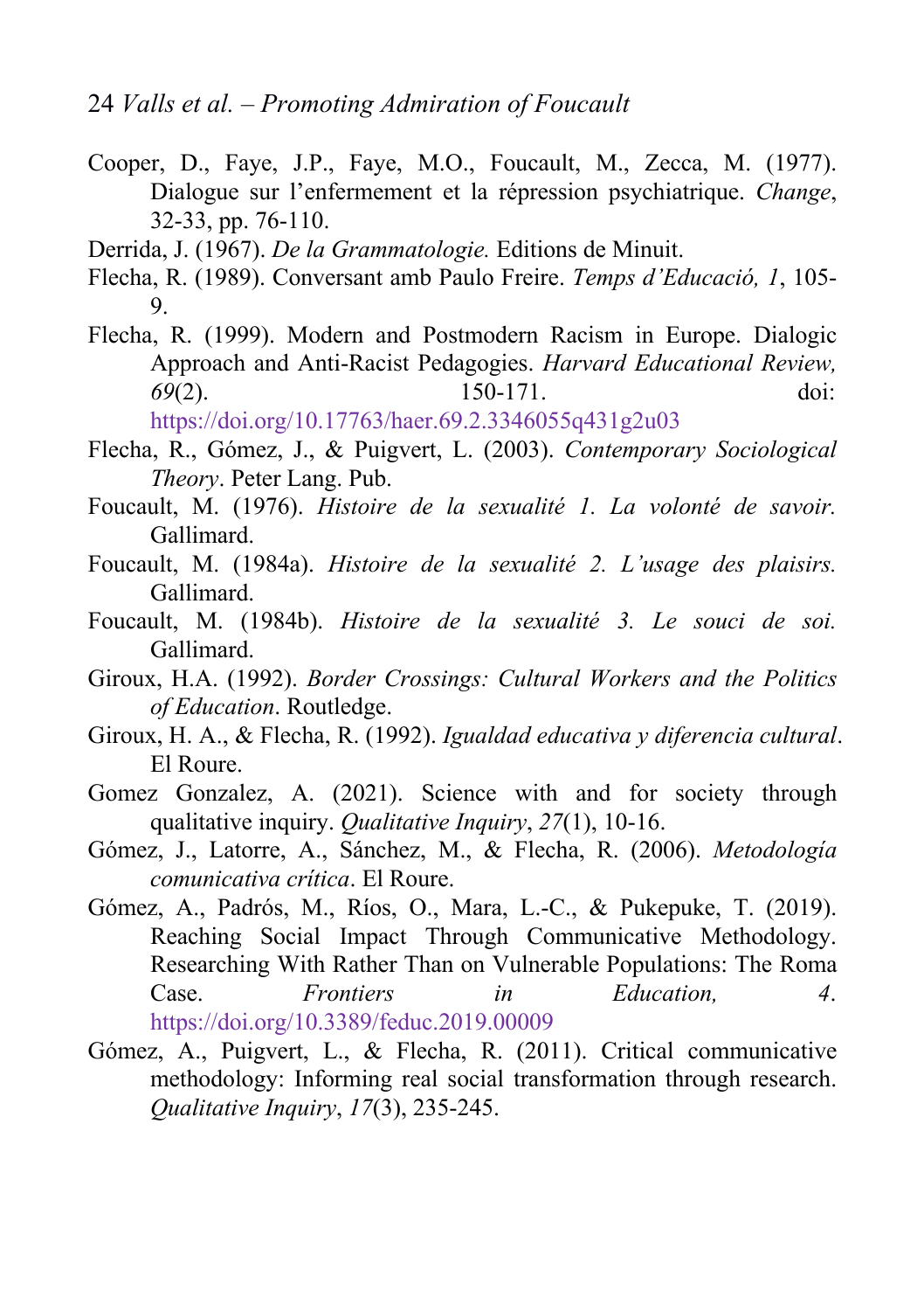Cooper, D., Faye, J.P., Faye, M.O., Foucault, M., Zecca, M. (1977). Dialogue sur l'enfermement et la répression psychiatrique. *Change*, 32-33, pp. 76-110.

Derrida, J. (1967). *De la Grammatologie.* Editions de Minuit.

Flecha, R. (1989). Conversant amb Paulo Freire. *Temps d'Educació, 1*, 105-9.

Flecha, R. (1999). Modern and Postmodern Racism in Europe. Dialogic Approach and Anti-Racist Pedagogies. *Harvard Educational Review, 69*(2). 150-171. doi: https://doi.org/10.17763/haer.69.2.3346055q431g2u03

Flecha, R., Gómez, J., & Puigvert, L. (2003). *Contemporary Sociological Theory*. Peter Lang. Pub.

Foucault, M. (1976). *Histoire de la sexualité 1. La volonté de savoir.* Gallimard.

Foucault, M. (1984a). *Histoire de la sexualité 2. L'usage des plaisirs.* Gallimard.

Foucault, M. (1984b). *Histoire de la sexualité 3. Le souci de soi.* Gallimard.

Giroux, H.A. (1992). *Border Crossings: Cultural Workers and the Politics of Education*. Routledge.

Giroux, H. A., & Flecha, R. (1992). *Igualdad educativa y diferencia cultural*. El Roure.

Gomez Gonzalez, A. (2021). Science with and for society through qualitative inquiry. *Qualitative Inquiry*, *27*(1), 10-16.

Gómez, J., Latorre, A., Sánchez, M., & Flecha, R. (2006). *Metodología comunicativa crítica*. El Roure.

Gómez, A., Padrós, M., Ríos, O., Mara, L.-C., & Pukepuke, T. (2019). Reaching Social Impact Through Communicative Methodology. Researching With Rather Than on Vulnerable Populations: The Roma Case. *Frontiers in Education, 4*. https://doi.org/10.3389/feduc.2019.00009

Gómez, A., Puigvert, L., & Flecha, R. (2011). Critical communicative methodology: Informing real social transformation through research. *Qualitative Inquiry*, *17*(3), 235-245.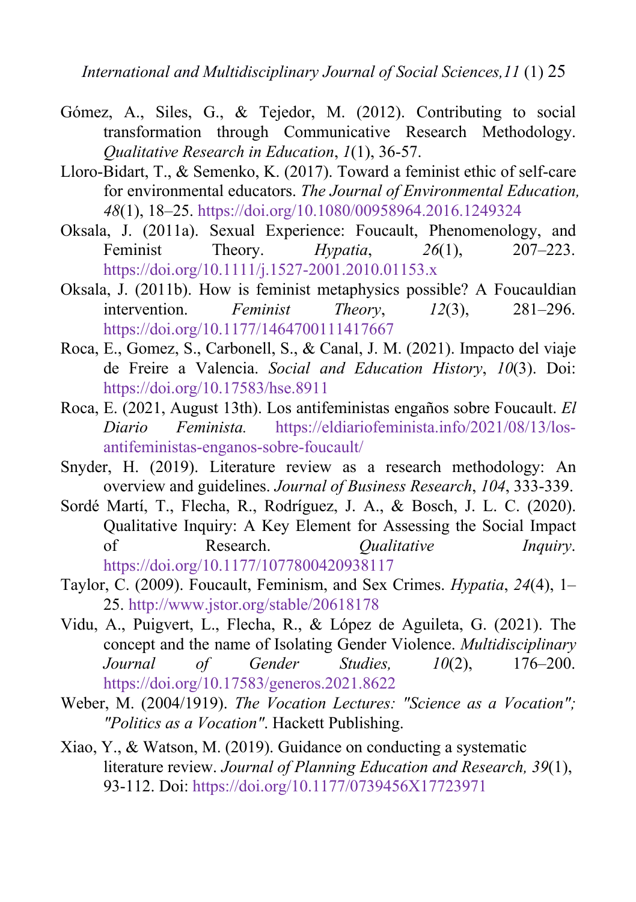Gómez, A., Siles, G., & Tejedor, M. (2012). Contributing to social transformation through Communicative Research Methodology. *Qualitative Research in Education*, *1*(1), 36-57.

Lloro-Bidart, T., & Semenko, K. (2017). Toward a feminist ethic of self-care for environmental educators. *The Journal of Environmental Education, 48*(1), 18–25. https://doi.org/10.1080/00958964.2016.1249324

Oksala, J. (2011a). Sexual Experience: Foucault, Phenomenology, and Feminist Theory. *Hypatia*, *26*(1), 207–223. https://doi.org/10.1111/j.1527-2001.2010.01153.x

Oksala, J. (2011b). How is feminist metaphysics possible? A Foucauldian intervention. *Feminist Theory*, *12*(3), 281–296. https://doi.org/10.1177/1464700111417667

Roca, E., Gomez, S., Carbonell, S., & Canal, J. M. (2021). Impacto del viaje de Freire a Valencia. *Social and Education History*, *10*(3). Doi: https://doi.org/10.17583/hse.8911

Roca, E. (2021, August 13th). Los antifeministas engaños sobre Foucault. *El Diario Feminista.* https://eldiariofeminista.info/2021/08/13/los-antifeministas-enganos-sobre-foucault/

Snyder, H. (2019). Literature review as a research methodology: An overview and guidelines. *Journal of Business Research*, *104*, 333-339.

Sordé Martí, T., Flecha, R., Rodríguez, J. A., & Bosch, J. L. C. (2020). Qualitative Inquiry: A Key Element for Assessing the Social Impact of Research. *Qualitative Inquiry*. https://doi.org/10.1177/1077800420938117

Taylor, C. (2009). Foucault, Feminism, and Sex Crimes. *Hypatia*, *24*(4), 1–25. http://www.jstor.org/stable/20618178

Vidu, A., Puigvert, L., Flecha, R., & López de Aguileta, G. (2021). The concept and the name of Isolating Gender Violence. *Multidisciplinary Journal of Gender Studies, 10*(2), 176–200. https://doi.org/10.17583/generos.2021.8622

Weber, M. (2004/1919). *The Vocation Lectures: "Science as a Vocation"; "Politics as a Vocation"*. Hackett Publishing.

Xiao, Y., & Watson, M. (2019). Guidance on conducting a systematic literature review. *Journal of Planning Education and Research, 39*(1), 93-112. Doi: https://doi.org/10.1177/0739456X17723971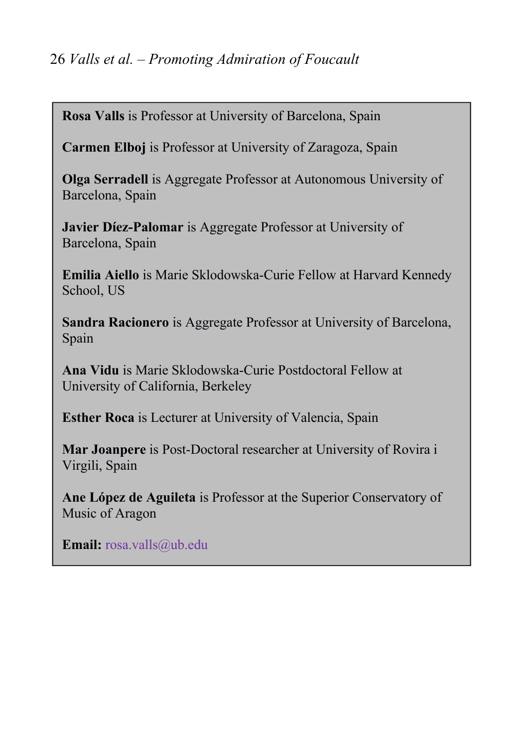**Rosa Valls** is Professor at University of Barcelona, Spain

**Carmen Elboj** is Professor at University of Zaragoza, Spain

**Olga Serradell** is Aggregate Professor at Autonomous University of Barcelona, Spain

**Javier Díez-Palomar** is Aggregate Professor at University of Barcelona, Spain

**Emilia Aiello** is Marie Sklodowska-Curie Fellow at Harvard Kennedy School, US

**Sandra Racionero** is Aggregate Professor at University of Barcelona, Spain

**Ana Vidu** is Marie Sklodowska-Curie Postdoctoral Fellow at University of California, Berkeley

**Esther Roca** is Lecturer at University of Valencia, Spain

**Mar Joanpere** is Post-Doctoral researcher at University of Rovira i Virgili, Spain

**Ane López de Aguileta** is Professor at the Superior Conservatory of Music of Aragon

**Email:** rosa.valls@ub.edu